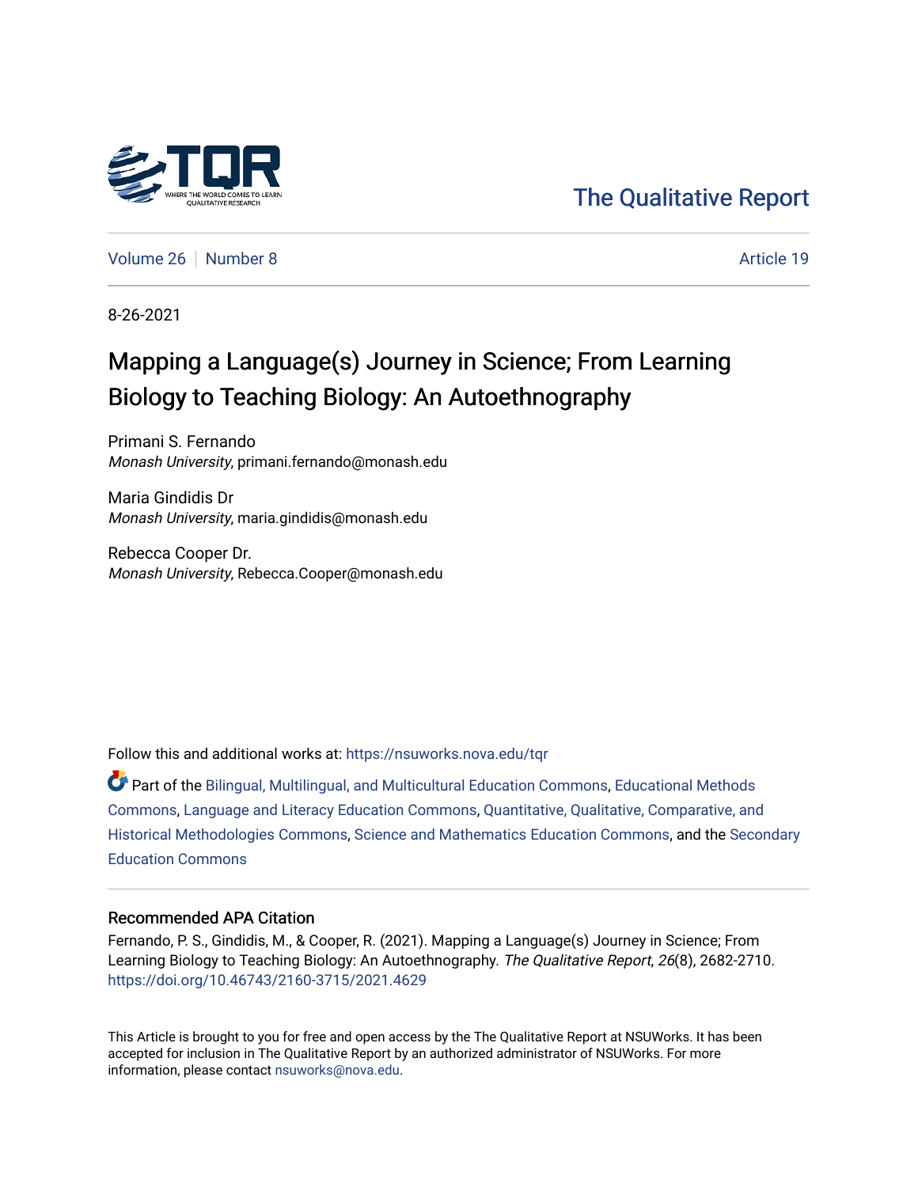The Qualitative Report

Volume 26 | Number 8 | Article 19

8-26-2021

# Mapping a Language(s) Journey in Science; From Learning Biology to Teaching Biology: An Autoethnography

Primani S. Fernando
*Monash University*, primani.fernando@monash.edu

Maria Gindidis Dr
*Monash University*, maria.gindidis@monash.edu

Rebecca Cooper Dr.
*Monash University*, Rebecca.Cooper@monash.edu

Follow this and additional works at: https://nsuworks.nova.edu/tqr

Part of the Bilingual, Multilingual, and Multicultural Education Commons, Educational Methods Commons, Language and Literacy Education Commons, Quantitative, Qualitative, Comparative, and Historical Methodologies Commons, Science and Mathematics Education Commons, and the Secondary Education Commons

## Recommended APA Citation

Fernando, P. S., Gindidis, M., & Cooper, R. (2021). Mapping a Language(s) Journey in Science; From Learning Biology to Teaching Biology: An Autoethnography. *The Qualitative Report*, *26*(8), 2682-2710. https://doi.org/10.46743/2160-3715/2021.4629

This Article is brought to you for free and open access by the The Qualitative Report at NSUWorks. It has been accepted for inclusion in The Qualitative Report by an authorized administrator of NSUWorks. For more information, please contact nsuworks@nova.edu.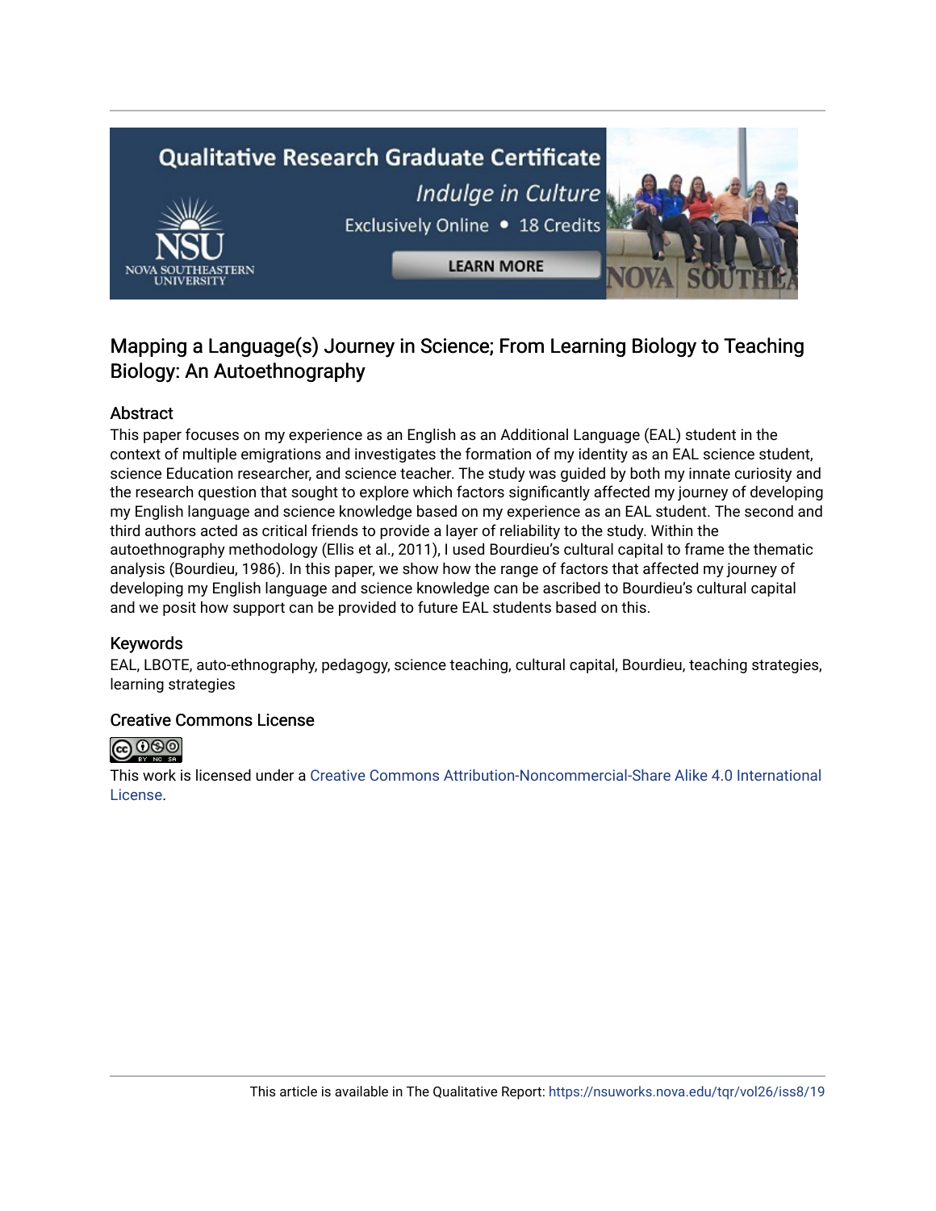# Mapping a Language(s) Journey in Science; From Learning Biology to Teaching Biology: An Autoethnography

## Abstract

This paper focuses on my experience as an English as an Additional Language (EAL) student in the context of multiple emigrations and investigates the formation of my identity as an EAL science student, science Education researcher, and science teacher. The study was guided by both my innate curiosity and the research question that sought to explore which factors significantly affected my journey of developing my English language and science knowledge based on my experience as an EAL student. The second and third authors acted as critical friends to provide a layer of reliability to the study. Within the autoethnography methodology (Ellis et al., 2011), I used Bourdieu's cultural capital to frame the thematic analysis (Bourdieu, 1986). In this paper, we show how the range of factors that affected my journey of developing my English language and science knowledge can be ascribed to Bourdieu's cultural capital and we posit how support can be provided to future EAL students based on this.

## Keywords

EAL, LBOTE, auto-ethnography, pedagogy, science teaching, cultural capital, Bourdieu, teaching strategies, learning strategies

## Creative Commons License

This work is licensed under a Creative Commons Attribution-Noncommercial-Share Alike 4.0 International License.

This article is available in The Qualitative Report: https://nsuworks.nova.edu/tqr/vol26/iss8/19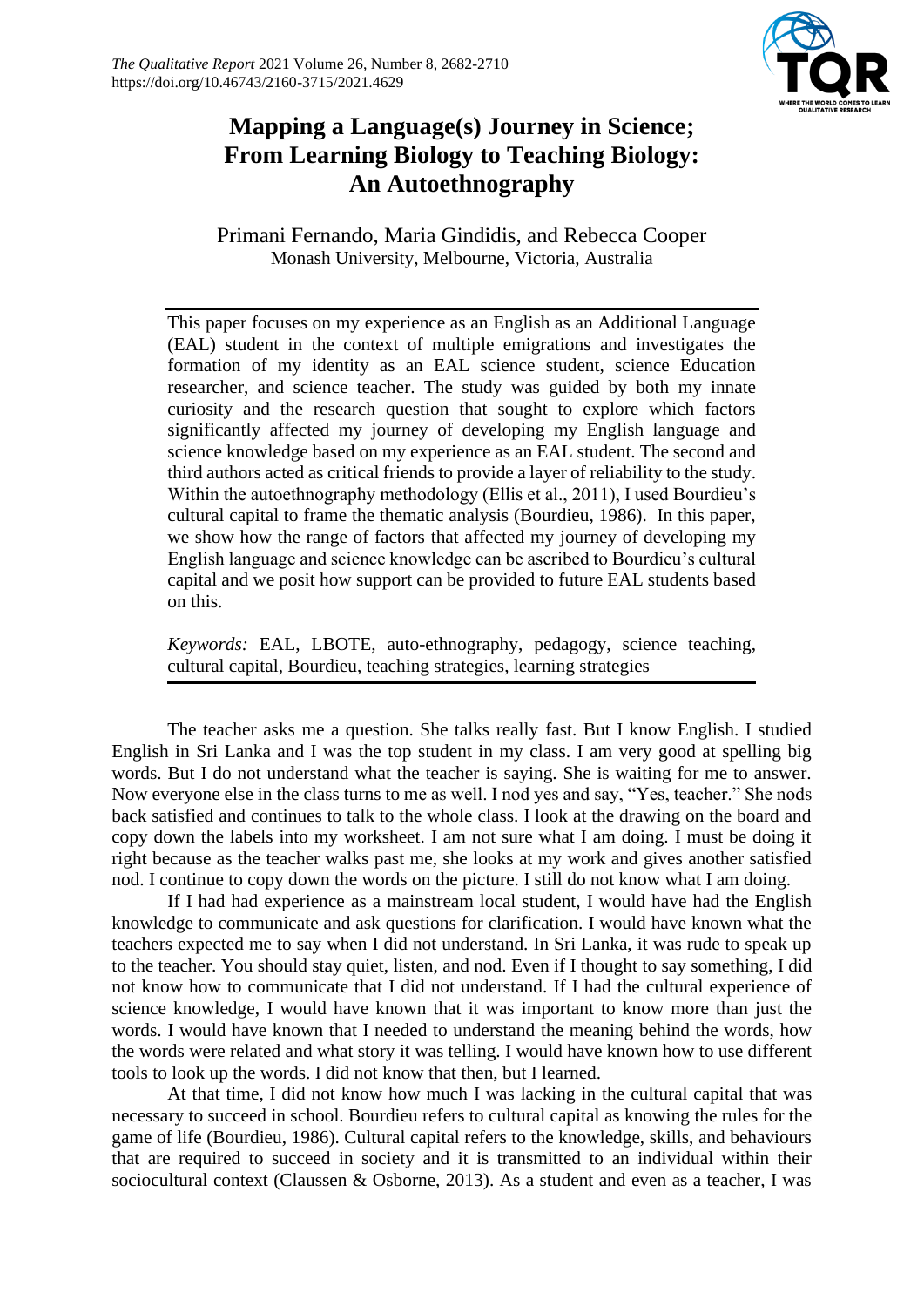# Mapping a Language(s) Journey in Science; From Learning Biology to Teaching Biology: An Autoethnography

Primani Fernando, Maria Gindidis, and Rebecca Cooper
Monash University, Melbourne, Victoria, Australia

This paper focuses on my experience as an English as an Additional Language (EAL) student in the context of multiple emigrations and investigates the formation of my identity as an EAL science student, science Education researcher, and science teacher. The study was guided by both my innate curiosity and the research question that sought to explore which factors significantly affected my journey of developing my English language and science knowledge based on my experience as an EAL student. The second and third authors acted as critical friends to provide a layer of reliability to the study. Within the autoethnography methodology (Ellis et al., 2011), I used Bourdieu's cultural capital to frame the thematic analysis (Bourdieu, 1986). In this paper, we show how the range of factors that affected my journey of developing my English language and science knowledge can be ascribed to Bourdieu's cultural capital and we posit how support can be provided to future EAL students based on this.

*Keywords:* EAL, LBOTE, auto-ethnography, pedagogy, science teaching, cultural capital, Bourdieu, teaching strategies, learning strategies

The teacher asks me a question. She talks really fast. But I know English. I studied English in Sri Lanka and I was the top student in my class. I am very good at spelling big words. But I do not understand what the teacher is saying. She is waiting for me to answer. Now everyone else in the class turns to me as well. I nod yes and say, "Yes, teacher." She nods back satisfied and continues to talk to the whole class. I look at the drawing on the board and copy down the labels into my worksheet. I am not sure what I am doing. I must be doing it right because as the teacher walks past me, she looks at my work and gives another satisfied nod. I continue to copy down the words on the picture. I still do not know what I am doing.

If I had had experience as a mainstream local student, I would have had the English knowledge to communicate and ask questions for clarification. I would have known what the teachers expected me to say when I did not understand. In Sri Lanka, it was rude to speak up to the teacher. You should stay quiet, listen, and nod. Even if I thought to say something, I did not know how to communicate that I did not understand. If I had the cultural experience of science knowledge, I would have known that it was important to know more than just the words. I would have known that I needed to understand the meaning behind the words, how the words were related and what story it was telling. I would have known how to use different tools to look up the words. I did not know that then, but I learned.

At that time, I did not know how much I was lacking in the cultural capital that was necessary to succeed in school. Bourdieu refers to cultural capital as knowing the rules for the game of life (Bourdieu, 1986). Cultural capital refers to the knowledge, skills, and behaviours that are required to succeed in society and it is transmitted to an individual within their sociocultural context (Claussen & Osborne, 2013). As a student and even as a teacher, I was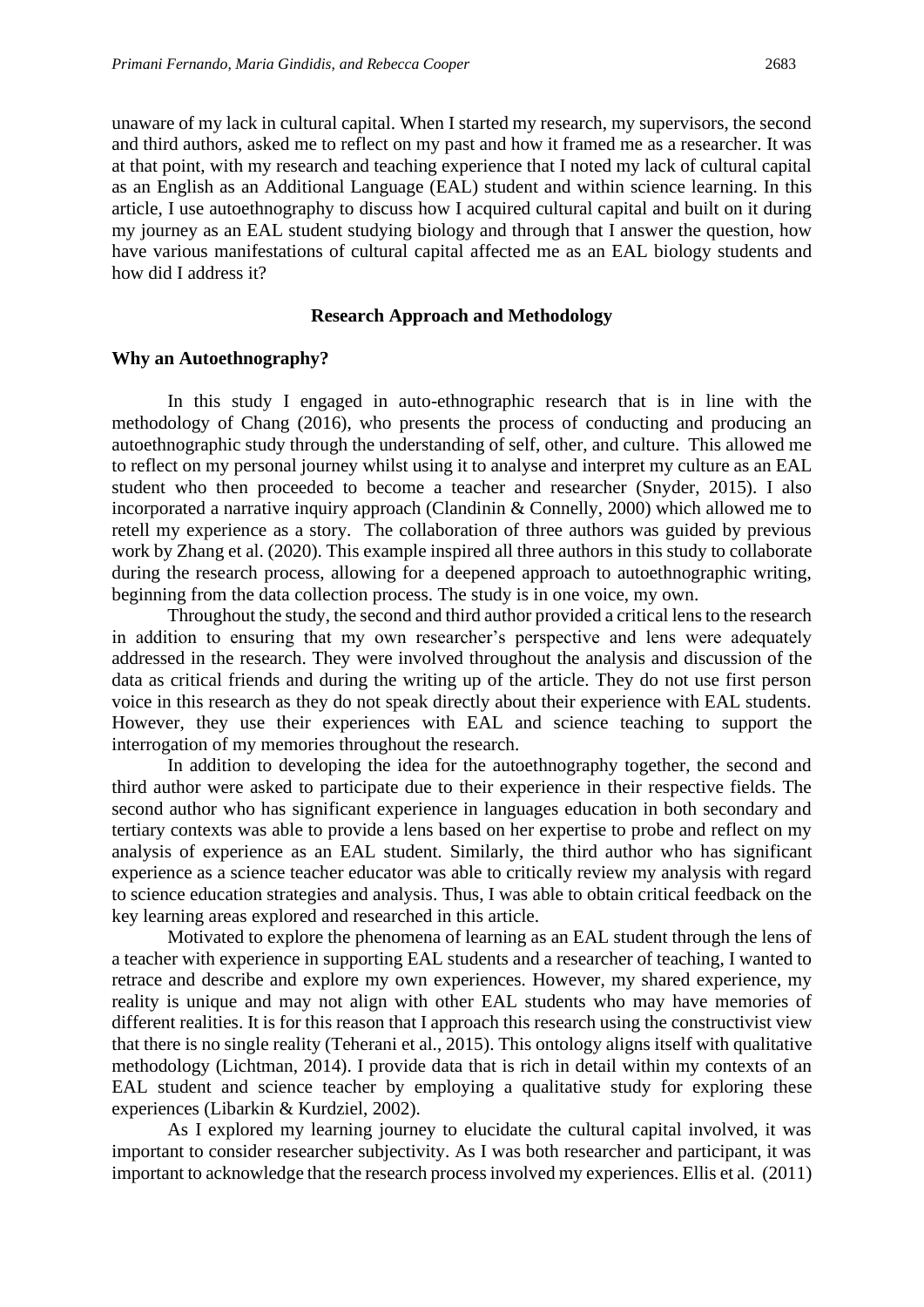unaware of my lack in cultural capital. When I started my research, my supervisors, the second and third authors, asked me to reflect on my past and how it framed me as a researcher. It was at that point, with my research and teaching experience that I noted my lack of cultural capital as an English as an Additional Language (EAL) student and within science learning. In this article, I use autoethnography to discuss how I acquired cultural capital and built on it during my journey as an EAL student studying biology and through that I answer the question, how have various manifestations of cultural capital affected me as an EAL biology students and how did I address it?

## Research Approach and Methodology

### Why an Autoethnography?

In this study I engaged in auto-ethnographic research that is in line with the methodology of Chang (2016), who presents the process of conducting and producing an autoethnographic study through the understanding of self, other, and culture. This allowed me to reflect on my personal journey whilst using it to analyse and interpret my culture as an EAL student who then proceeded to become a teacher and researcher (Snyder, 2015). I also incorporated a narrative inquiry approach (Clandinin & Connelly, 2000) which allowed me to retell my experience as a story. The collaboration of three authors was guided by previous work by Zhang et al. (2020). This example inspired all three authors in this study to collaborate during the research process, allowing for a deepened approach to autoethnographic writing, beginning from the data collection process. The study is in one voice, my own.

Throughout the study, the second and third author provided a critical lens to the research in addition to ensuring that my own researcher's perspective and lens were adequately addressed in the research. They were involved throughout the analysis and discussion of the data as critical friends and during the writing up of the article. They do not use first person voice in this research as they do not speak directly about their experience with EAL students. However, they use their experiences with EAL and science teaching to support the interrogation of my memories throughout the research.

In addition to developing the idea for the autoethnography together, the second and third author were asked to participate due to their experience in their respective fields. The second author who has significant experience in languages education in both secondary and tertiary contexts was able to provide a lens based on her expertise to probe and reflect on my analysis of experience as an EAL student. Similarly, the third author who has significant experience as a science teacher educator was able to critically review my analysis with regard to science education strategies and analysis. Thus, I was able to obtain critical feedback on the key learning areas explored and researched in this article.

Motivated to explore the phenomena of learning as an EAL student through the lens of a teacher with experience in supporting EAL students and a researcher of teaching, I wanted to retrace and describe and explore my own experiences. However, my shared experience, my reality is unique and may not align with other EAL students who may have memories of different realities. It is for this reason that I approach this research using the constructivist view that there is no single reality (Teherani et al., 2015). This ontology aligns itself with qualitative methodology (Lichtman, 2014). I provide data that is rich in detail within my contexts of an EAL student and science teacher by employing a qualitative study for exploring these experiences (Libarkin & Kurdziel, 2002).

As I explored my learning journey to elucidate the cultural capital involved, it was important to consider researcher subjectivity. As I was both researcher and participant, it was important to acknowledge that the research process involved my experiences. Ellis et al. (2011)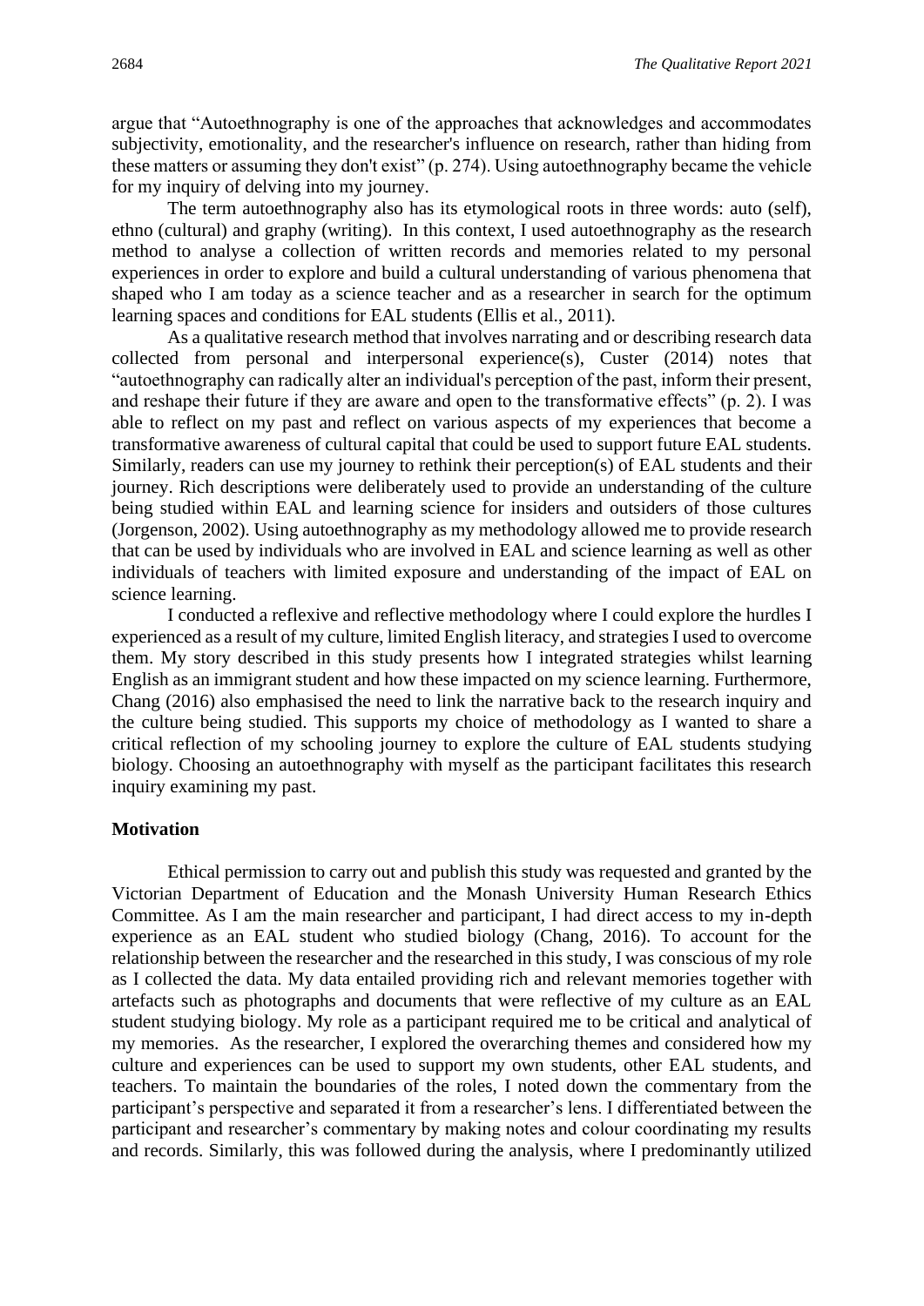argue that "Autoethnography is one of the approaches that acknowledges and accommodates subjectivity, emotionality, and the researcher's influence on research, rather than hiding from these matters or assuming they don't exist" (p. 274). Using autoethnography became the vehicle for my inquiry of delving into my journey.

The term autoethnography also has its etymological roots in three words: auto (self), ethno (cultural) and graphy (writing). In this context, I used autoethnography as the research method to analyse a collection of written records and memories related to my personal experiences in order to explore and build a cultural understanding of various phenomena that shaped who I am today as a science teacher and as a researcher in search for the optimum learning spaces and conditions for EAL students (Ellis et al., 2011).

As a qualitative research method that involves narrating and or describing research data collected from personal and interpersonal experience(s), Custer (2014) notes that "autoethnography can radically alter an individual's perception of the past, inform their present, and reshape their future if they are aware and open to the transformative effects" (p. 2). I was able to reflect on my past and reflect on various aspects of my experiences that become a transformative awareness of cultural capital that could be used to support future EAL students. Similarly, readers can use my journey to rethink their perception(s) of EAL students and their journey. Rich descriptions were deliberately used to provide an understanding of the culture being studied within EAL and learning science for insiders and outsiders of those cultures (Jorgenson, 2002). Using autoethnography as my methodology allowed me to provide research that can be used by individuals who are involved in EAL and science learning as well as other individuals of teachers with limited exposure and understanding of the impact of EAL on science learning.

I conducted a reflexive and reflective methodology where I could explore the hurdles I experienced as a result of my culture, limited English literacy, and strategies I used to overcome them. My story described in this study presents how I integrated strategies whilst learning English as an immigrant student and how these impacted on my science learning. Furthermore, Chang (2016) also emphasised the need to link the narrative back to the research inquiry and the culture being studied. This supports my choice of methodology as I wanted to share a critical reflection of my schooling journey to explore the culture of EAL students studying biology. Choosing an autoethnography with myself as the participant facilitates this research inquiry examining my past.

**Motivation**

Ethical permission to carry out and publish this study was requested and granted by the Victorian Department of Education and the Monash University Human Research Ethics Committee. As I am the main researcher and participant, I had direct access to my in-depth experience as an EAL student who studied biology (Chang, 2016). To account for the relationship between the researcher and the researched in this study, I was conscious of my role as I collected the data. My data entailed providing rich and relevant memories together with artefacts such as photographs and documents that were reflective of my culture as an EAL student studying biology. My role as a participant required me to be critical and analytical of my memories. As the researcher, I explored the overarching themes and considered how my culture and experiences can be used to support my own students, other EAL students, and teachers. To maintain the boundaries of the roles, I noted down the commentary from the participant's perspective and separated it from a researcher's lens. I differentiated between the participant and researcher's commentary by making notes and colour coordinating my results and records. Similarly, this was followed during the analysis, where I predominantly utilized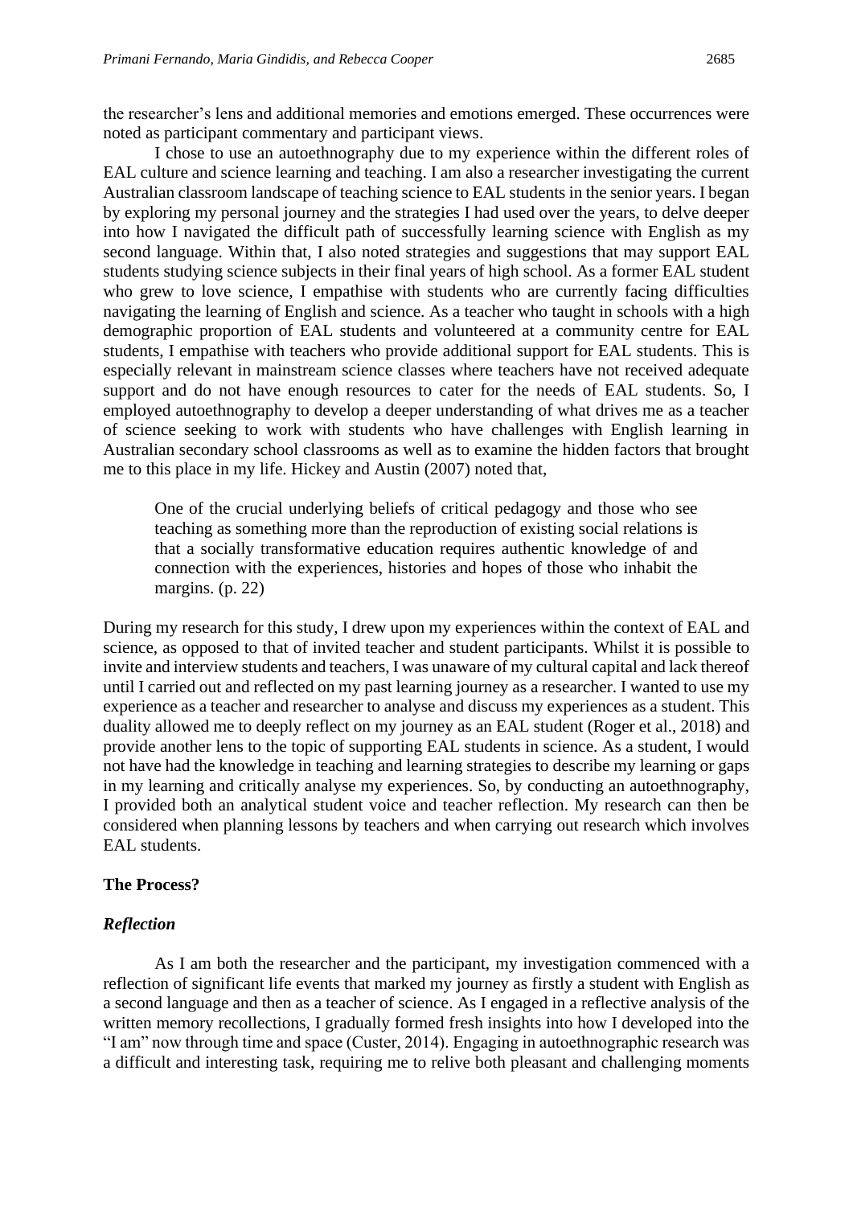the researcher's lens and additional memories and emotions emerged. These occurrences were noted as participant commentary and participant views.

I chose to use an autoethnography due to my experience within the different roles of EAL culture and science learning and teaching. I am also a researcher investigating the current Australian classroom landscape of teaching science to EAL students in the senior years. I began by exploring my personal journey and the strategies I had used over the years, to delve deeper into how I navigated the difficult path of successfully learning science with English as my second language. Within that, I also noted strategies and suggestions that may support EAL students studying science subjects in their final years of high school. As a former EAL student who grew to love science, I empathise with students who are currently facing difficulties navigating the learning of English and science. As a teacher who taught in schools with a high demographic proportion of EAL students and volunteered at a community centre for EAL students, I empathise with teachers who provide additional support for EAL students. This is especially relevant in mainstream science classes where teachers have not received adequate support and do not have enough resources to cater for the needs of EAL students. So, I employed autoethnography to develop a deeper understanding of what drives me as a teacher of science seeking to work with students who have challenges with English learning in Australian secondary school classrooms as well as to examine the hidden factors that brought me to this place in my life. Hickey and Austin (2007) noted that,

> One of the crucial underlying beliefs of critical pedagogy and those who see teaching as something more than the reproduction of existing social relations is that a socially transformative education requires authentic knowledge of and connection with the experiences, histories and hopes of those who inhabit the margins. (p. 22)

During my research for this study, I drew upon my experiences within the context of EAL and science, as opposed to that of invited teacher and student participants. Whilst it is possible to invite and interview students and teachers, I was unaware of my cultural capital and lack thereof until I carried out and reflected on my past learning journey as a researcher. I wanted to use my experience as a teacher and researcher to analyse and discuss my experiences as a student. This duality allowed me to deeply reflect on my journey as an EAL student (Roger et al., 2018) and provide another lens to the topic of supporting EAL students in science. As a student, I would not have had the knowledge in teaching and learning strategies to describe my learning or gaps in my learning and critically analyse my experiences. So, by conducting an autoethnography, I provided both an analytical student voice and teacher reflection. My research can then be considered when planning lessons by teachers and when carrying out research which involves EAL students.

## The Process?

### *Reflection*

As I am both the researcher and the participant, my investigation commenced with a reflection of significant life events that marked my journey as firstly a student with English as a second language and then as a teacher of science. As I engaged in a reflective analysis of the written memory recollections, I gradually formed fresh insights into how I developed into the "I am" now through time and space (Custer, 2014). Engaging in autoethnographic research was a difficult and interesting task, requiring me to relive both pleasant and challenging moments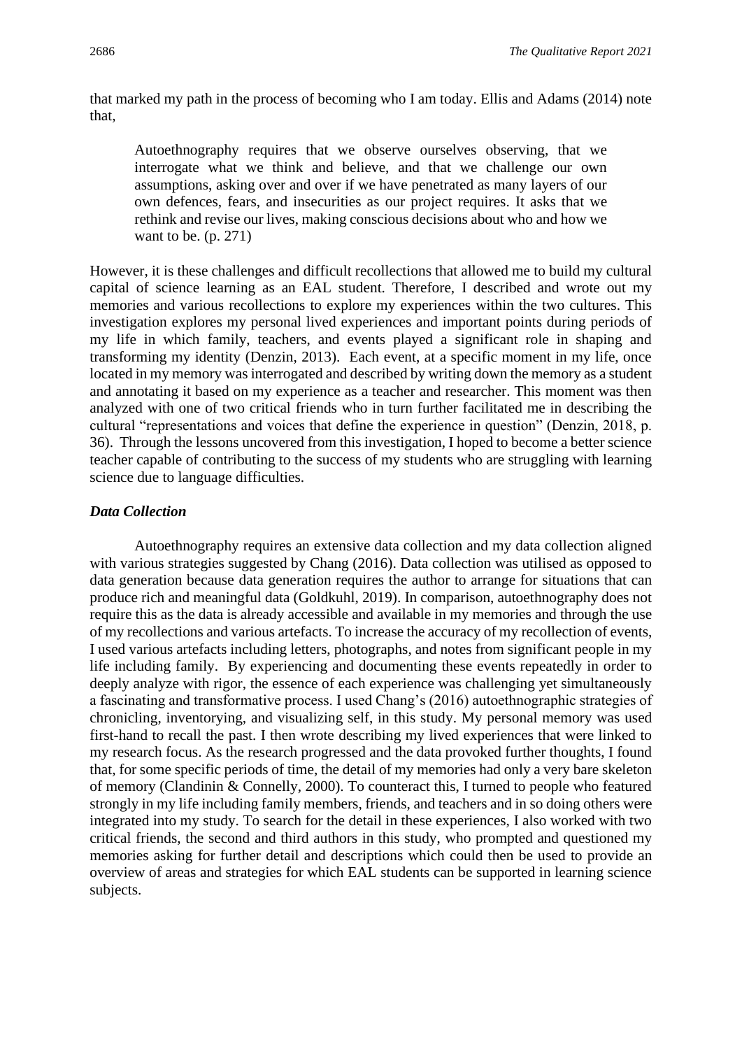that marked my path in the process of becoming who I am today. Ellis and Adams (2014) note that,

> Autoethnography requires that we observe ourselves observing, that we interrogate what we think and believe, and that we challenge our own assumptions, asking over and over if we have penetrated as many layers of our own defences, fears, and insecurities as our project requires. It asks that we rethink and revise our lives, making conscious decisions about who and how we want to be. (p. 271)

However, it is these challenges and difficult recollections that allowed me to build my cultural capital of science learning as an EAL student. Therefore, I described and wrote out my memories and various recollections to explore my experiences within the two cultures. This investigation explores my personal lived experiences and important points during periods of my life in which family, teachers, and events played a significant role in shaping and transforming my identity (Denzin, 2013). Each event, at a specific moment in my life, once located in my memory was interrogated and described by writing down the memory as a student and annotating it based on my experience as a teacher and researcher. This moment was then analyzed with one of two critical friends who in turn further facilitated me in describing the cultural "representations and voices that define the experience in question" (Denzin, 2018, p. 36). Through the lessons uncovered from this investigation, I hoped to become a better science teacher capable of contributing to the success of my students who are struggling with learning science due to language difficulties.

### *Data Collection*

Autoethnography requires an extensive data collection and my data collection aligned with various strategies suggested by Chang (2016). Data collection was utilised as opposed to data generation because data generation requires the author to arrange for situations that can produce rich and meaningful data (Goldkuhl, 2019). In comparison, autoethnography does not require this as the data is already accessible and available in my memories and through the use of my recollections and various artefacts. To increase the accuracy of my recollection of events, I used various artefacts including letters, photographs, and notes from significant people in my life including family. By experiencing and documenting these events repeatedly in order to deeply analyze with rigor, the essence of each experience was challenging yet simultaneously a fascinating and transformative process. I used Chang's (2016) autoethnographic strategies of chronicling, inventorying, and visualizing self, in this study. My personal memory was used first-hand to recall the past. I then wrote describing my lived experiences that were linked to my research focus. As the research progressed and the data provoked further thoughts, I found that, for some specific periods of time, the detail of my memories had only a very bare skeleton of memory (Clandinin & Connelly, 2000). To counteract this, I turned to people who featured strongly in my life including family members, friends, and teachers and in so doing others were integrated into my study. To search for the detail in these experiences, I also worked with two critical friends, the second and third authors in this study, who prompted and questioned my memories asking for further detail and descriptions which could then be used to provide an overview of areas and strategies for which EAL students can be supported in learning science subjects.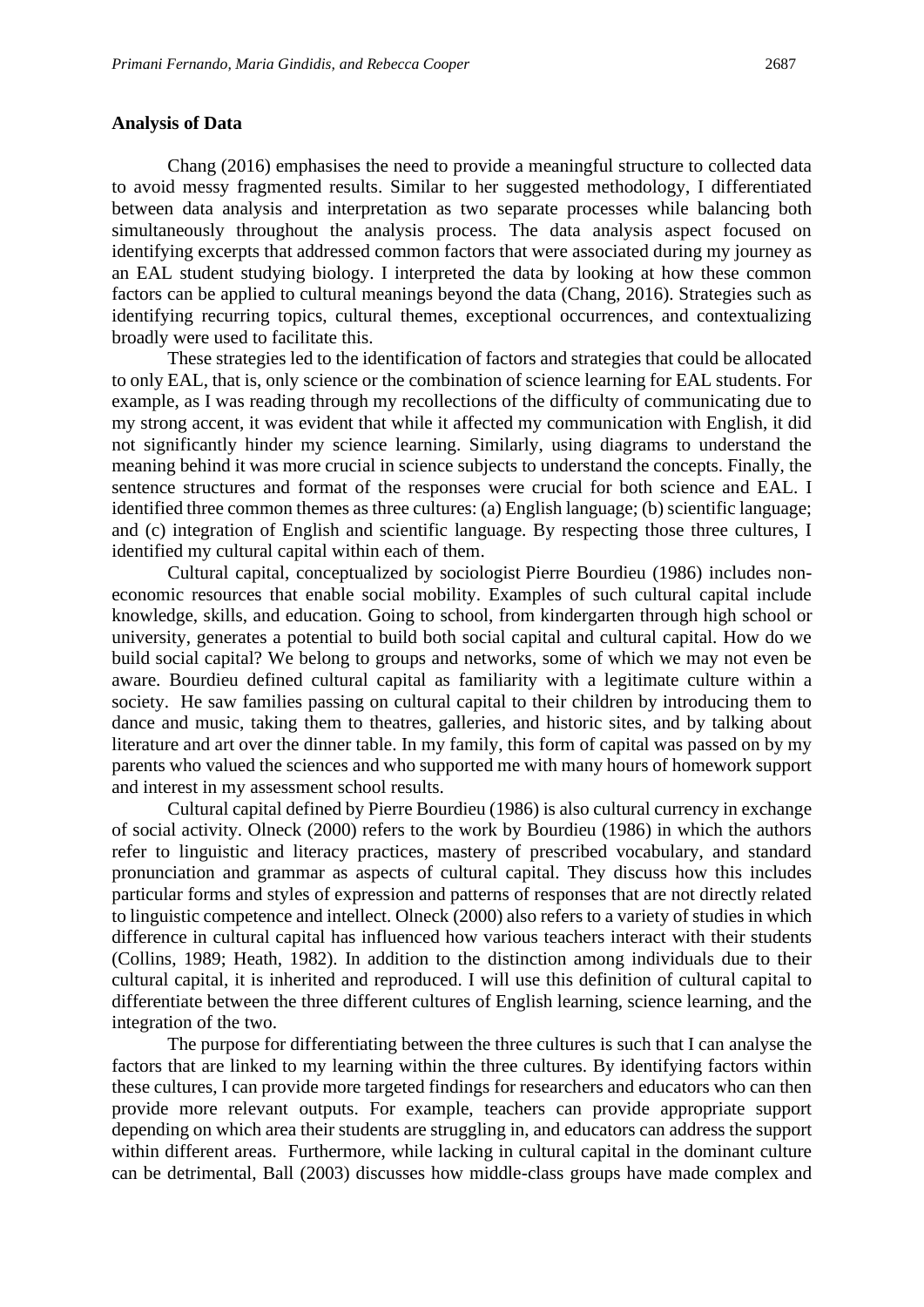**Analysis of Data**

Chang (2016) emphasises the need to provide a meaningful structure to collected data to avoid messy fragmented results. Similar to her suggested methodology, I differentiated between data analysis and interpretation as two separate processes while balancing both simultaneously throughout the analysis process. The data analysis aspect focused on identifying excerpts that addressed common factors that were associated during my journey as an EAL student studying biology. I interpreted the data by looking at how these common factors can be applied to cultural meanings beyond the data (Chang, 2016). Strategies such as identifying recurring topics, cultural themes, exceptional occurrences, and contextualizing broadly were used to facilitate this.

These strategies led to the identification of factors and strategies that could be allocated to only EAL, that is, only science or the combination of science learning for EAL students. For example, as I was reading through my recollections of the difficulty of communicating due to my strong accent, it was evident that while it affected my communication with English, it did not significantly hinder my science learning. Similarly, using diagrams to understand the meaning behind it was more crucial in science subjects to understand the concepts. Finally, the sentence structures and format of the responses were crucial for both science and EAL. I identified three common themes as three cultures: (a) English language; (b) scientific language; and (c) integration of English and scientific language. By respecting those three cultures, I identified my cultural capital within each of them.

Cultural capital, conceptualized by sociologist Pierre Bourdieu (1986) includes non-economic resources that enable social mobility. Examples of such cultural capital include knowledge, skills, and education. Going to school, from kindergarten through high school or university, generates a potential to build both social capital and cultural capital. How do we build social capital? We belong to groups and networks, some of which we may not even be aware. Bourdieu defined cultural capital as familiarity with a legitimate culture within a society. He saw families passing on cultural capital to their children by introducing them to dance and music, taking them to theatres, galleries, and historic sites, and by talking about literature and art over the dinner table. In my family, this form of capital was passed on by my parents who valued the sciences and who supported me with many hours of homework support and interest in my assessment school results.

Cultural capital defined by Pierre Bourdieu (1986) is also cultural currency in exchange of social activity. Olneck (2000) refers to the work by Bourdieu (1986) in which the authors refer to linguistic and literacy practices, mastery of prescribed vocabulary, and standard pronunciation and grammar as aspects of cultural capital. They discuss how this includes particular forms and styles of expression and patterns of responses that are not directly related to linguistic competence and intellect. Olneck (2000) also refers to a variety of studies in which difference in cultural capital has influenced how various teachers interact with their students (Collins, 1989; Heath, 1982). In addition to the distinction among individuals due to their cultural capital, it is inherited and reproduced. I will use this definition of cultural capital to differentiate between the three different cultures of English learning, science learning, and the integration of the two.

The purpose for differentiating between the three cultures is such that I can analyse the factors that are linked to my learning within the three cultures. By identifying factors within these cultures, I can provide more targeted findings for researchers and educators who can then provide more relevant outputs. For example, teachers can provide appropriate support depending on which area their students are struggling in, and educators can address the support within different areas. Furthermore, while lacking in cultural capital in the dominant culture can be detrimental, Ball (2003) discusses how middle-class groups have made complex and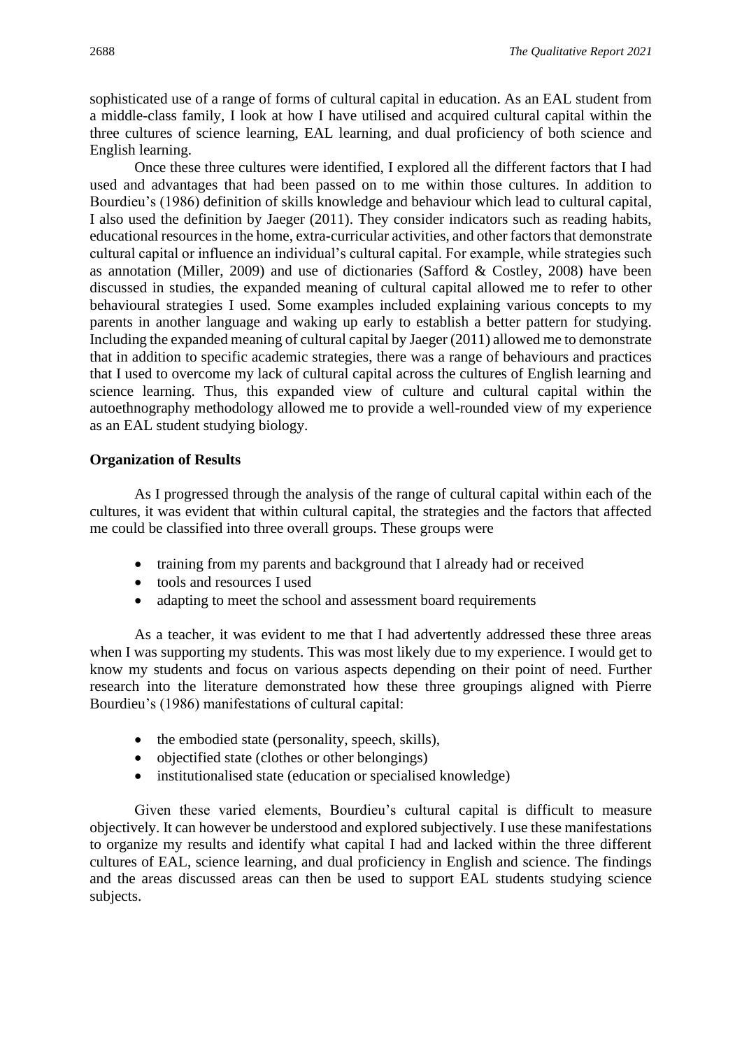sophisticated use of a range of forms of cultural capital in education. As an EAL student from a middle-class family, I look at how I have utilised and acquired cultural capital within the three cultures of science learning, EAL learning, and dual proficiency of both science and English learning.

Once these three cultures were identified, I explored all the different factors that I had used and advantages that had been passed on to me within those cultures. In addition to Bourdieu's (1986) definition of skills knowledge and behaviour which lead to cultural capital, I also used the definition by Jaeger (2011). They consider indicators such as reading habits, educational resources in the home, extra-curricular activities, and other factors that demonstrate cultural capital or influence an individual's cultural capital. For example, while strategies such as annotation (Miller, 2009) and use of dictionaries (Safford & Costley, 2008) have been discussed in studies, the expanded meaning of cultural capital allowed me to refer to other behavioural strategies I used. Some examples included explaining various concepts to my parents in another language and waking up early to establish a better pattern for studying. Including the expanded meaning of cultural capital by Jaeger (2011) allowed me to demonstrate that in addition to specific academic strategies, there was a range of behaviours and practices that I used to overcome my lack of cultural capital across the cultures of English learning and science learning. Thus, this expanded view of culture and cultural capital within the autoethnography methodology allowed me to provide a well-rounded view of my experience as an EAL student studying biology.

## Organization of Results

As I progressed through the analysis of the range of cultural capital within each of the cultures, it was evident that within cultural capital, the strategies and the factors that affected me could be classified into three overall groups. These groups were

- training from my parents and background that I already had or received
- tools and resources I used
- adapting to meet the school and assessment board requirements

As a teacher, it was evident to me that I had advertently addressed these three areas when I was supporting my students. This was most likely due to my experience. I would get to know my students and focus on various aspects depending on their point of need. Further research into the literature demonstrated how these three groupings aligned with Pierre Bourdieu's (1986) manifestations of cultural capital:

- the embodied state (personality, speech, skills),
- objectified state (clothes or other belongings)
- institutionalised state (education or specialised knowledge)

Given these varied elements, Bourdieu's cultural capital is difficult to measure objectively. It can however be understood and explored subjectively. I use these manifestations to organize my results and identify what capital I had and lacked within the three different cultures of EAL, science learning, and dual proficiency in English and science. The findings and the areas discussed areas can then be used to support EAL students studying science subjects.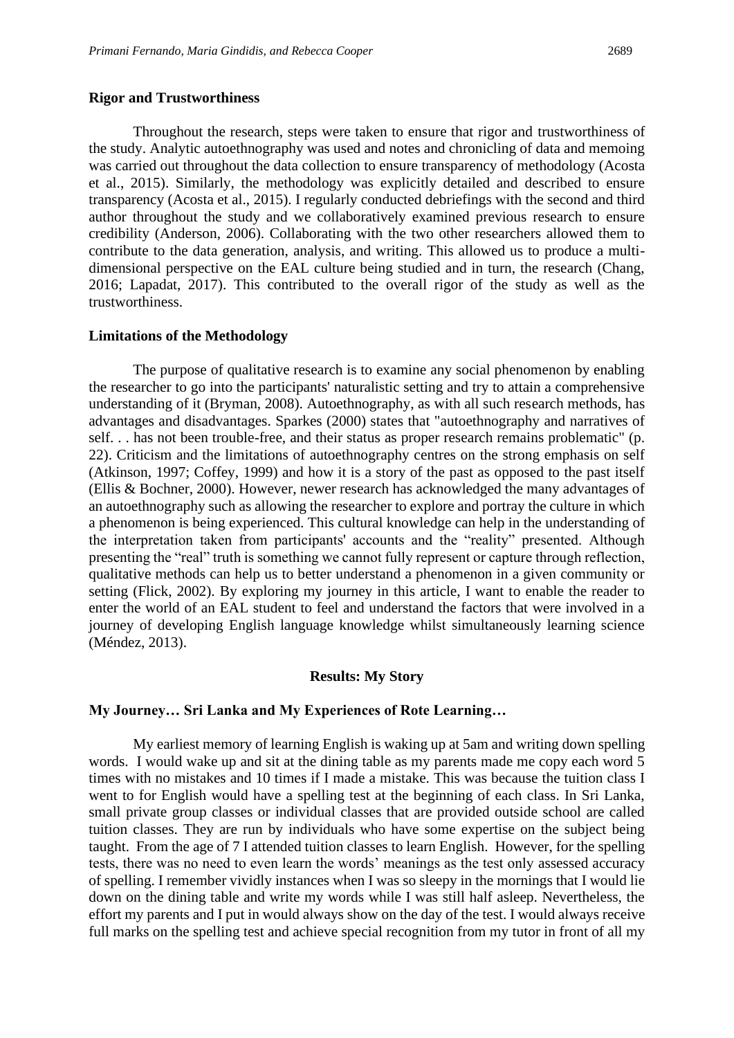### Rigor and Trustworthiness

Throughout the research, steps were taken to ensure that rigor and trustworthiness of the study. Analytic autoethnography was used and notes and chronicling of data and memoing was carried out throughout the data collection to ensure transparency of methodology (Acosta et al., 2015). Similarly, the methodology was explicitly detailed and described to ensure transparency (Acosta et al., 2015). I regularly conducted debriefings with the second and third author throughout the study and we collaboratively examined previous research to ensure credibility (Anderson, 2006). Collaborating with the two other researchers allowed them to contribute to the data generation, analysis, and writing. This allowed us to produce a multi-dimensional perspective on the EAL culture being studied and in turn, the research (Chang, 2016; Lapadat, 2017). This contributed to the overall rigor of the study as well as the trustworthiness.

### Limitations of the Methodology

The purpose of qualitative research is to examine any social phenomenon by enabling the researcher to go into the participants' naturalistic setting and try to attain a comprehensive understanding of it (Bryman, 2008). Autoethnography, as with all such research methods, has advantages and disadvantages. Sparkes (2000) states that "autoethnography and narratives of self. . . has not been trouble-free, and their status as proper research remains problematic" (p. 22). Criticism and the limitations of autoethnography centres on the strong emphasis on self (Atkinson, 1997; Coffey, 1999) and how it is a story of the past as opposed to the past itself (Ellis & Bochner, 2000). However, newer research has acknowledged the many advantages of an autoethnography such as allowing the researcher to explore and portray the culture in which a phenomenon is being experienced. This cultural knowledge can help in the understanding of the interpretation taken from participants' accounts and the "reality" presented. Although presenting the "real" truth is something we cannot fully represent or capture through reflection, qualitative methods can help us to better understand a phenomenon in a given community or setting (Flick, 2002). By exploring my journey in this article, I want to enable the reader to enter the world of an EAL student to feel and understand the factors that were involved in a journey of developing English language knowledge whilst simultaneously learning science (Méndez, 2013).

## Results: My Story

### My Journey… Sri Lanka and My Experiences of Rote Learning…

My earliest memory of learning English is waking up at 5am and writing down spelling words. I would wake up and sit at the dining table as my parents made me copy each word 5 times with no mistakes and 10 times if I made a mistake. This was because the tuition class I went to for English would have a spelling test at the beginning of each class. In Sri Lanka, small private group classes or individual classes that are provided outside school are called tuition classes. They are run by individuals who have some expertise on the subject being taught. From the age of 7 I attended tuition classes to learn English. However, for the spelling tests, there was no need to even learn the words' meanings as the test only assessed accuracy of spelling. I remember vividly instances when I was so sleepy in the mornings that I would lie down on the dining table and write my words while I was still half asleep. Nevertheless, the effort my parents and I put in would always show on the day of the test. I would always receive full marks on the spelling test and achieve special recognition from my tutor in front of all my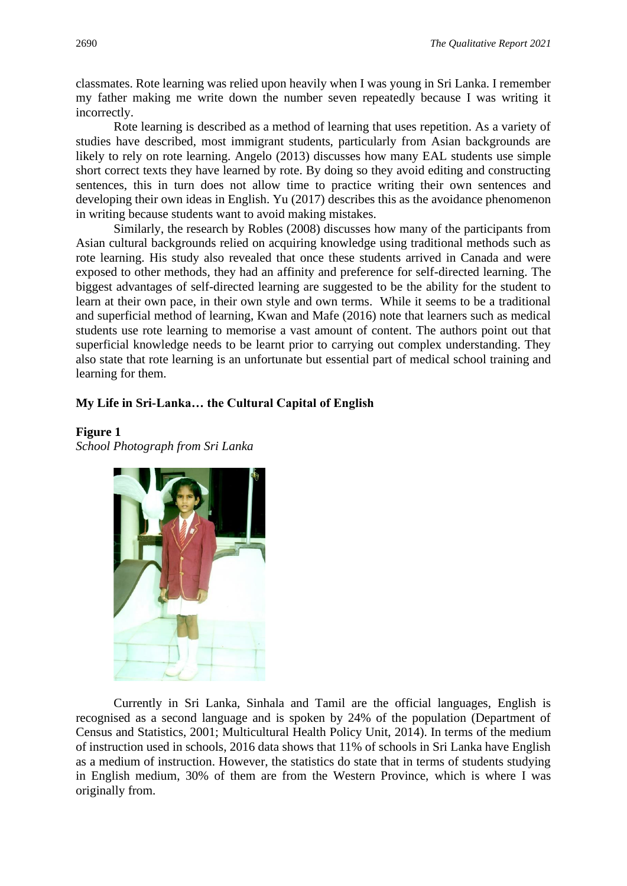classmates. Rote learning was relied upon heavily when I was young in Sri Lanka. I remember my father making me write down the number seven repeatedly because I was writing it incorrectly.

Rote learning is described as a method of learning that uses repetition. As a variety of studies have described, most immigrant students, particularly from Asian backgrounds are likely to rely on rote learning. Angelo (2013) discusses how many EAL students use simple short correct texts they have learned by rote. By doing so they avoid editing and constructing sentences, this in turn does not allow time to practice writing their own sentences and developing their own ideas in English. Yu (2017) describes this as the avoidance phenomenon in writing because students want to avoid making mistakes.

Similarly, the research by Robles (2008) discusses how many of the participants from Asian cultural backgrounds relied on acquiring knowledge using traditional methods such as rote learning. His study also revealed that once these students arrived in Canada and were exposed to other methods, they had an affinity and preference for self-directed learning. The biggest advantages of self-directed learning are suggested to be the ability for the student to learn at their own pace, in their own style and own terms. While it seems to be a traditional and superficial method of learning, Kwan and Mafe (2016) note that learners such as medical students use rote learning to memorise a vast amount of content. The authors point out that superficial knowledge needs to be learnt prior to carrying out complex understanding. They also state that rote learning is an unfortunate but essential part of medical school training and learning for them.

### My Life in Sri-Lanka… the Cultural Capital of English

**Figure 1**
*School Photograph from Sri Lanka*

Currently in Sri Lanka, Sinhala and Tamil are the official languages, English is recognised as a second language and is spoken by 24% of the population (Department of Census and Statistics, 2001; Multicultural Health Policy Unit, 2014). In terms of the medium of instruction used in schools, 2016 data shows that 11% of schools in Sri Lanka have English as a medium of instruction. However, the statistics do state that in terms of students studying in English medium, 30% of them are from the Western Province, which is where I was originally from.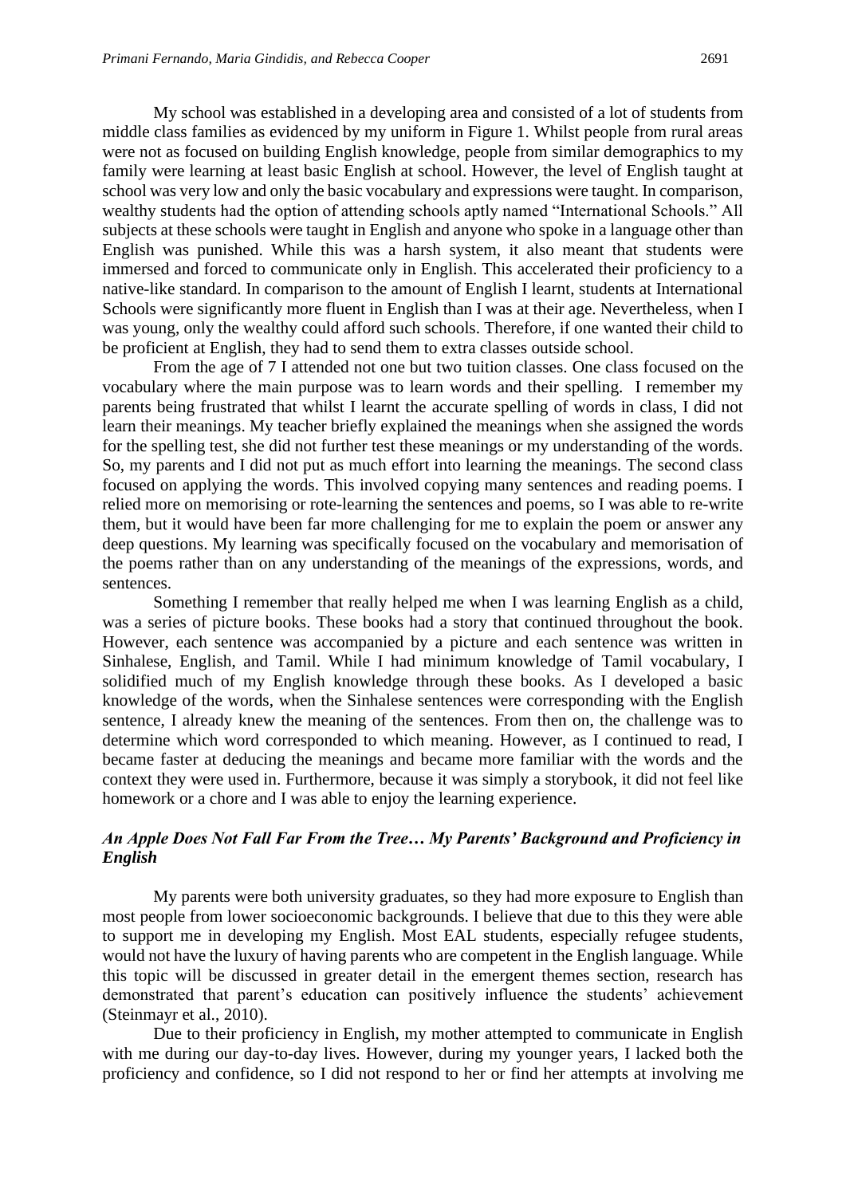My school was established in a developing area and consisted of a lot of students from middle class families as evidenced by my uniform in Figure 1. Whilst people from rural areas were not as focused on building English knowledge, people from similar demographics to my family were learning at least basic English at school. However, the level of English taught at school was very low and only the basic vocabulary and expressions were taught. In comparison, wealthy students had the option of attending schools aptly named "International Schools." All subjects at these schools were taught in English and anyone who spoke in a language other than English was punished. While this was a harsh system, it also meant that students were immersed and forced to communicate only in English. This accelerated their proficiency to a native-like standard. In comparison to the amount of English I learnt, students at International Schools were significantly more fluent in English than I was at their age. Nevertheless, when I was young, only the wealthy could afford such schools. Therefore, if one wanted their child to be proficient at English, they had to send them to extra classes outside school.

From the age of 7 I attended not one but two tuition classes. One class focused on the vocabulary where the main purpose was to learn words and their spelling. I remember my parents being frustrated that whilst I learnt the accurate spelling of words in class, I did not learn their meanings. My teacher briefly explained the meanings when she assigned the words for the spelling test, she did not further test these meanings or my understanding of the words. So, my parents and I did not put as much effort into learning the meanings. The second class focused on applying the words. This involved copying many sentences and reading poems. I relied more on memorising or rote-learning the sentences and poems, so I was able to re-write them, but it would have been far more challenging for me to explain the poem or answer any deep questions. My learning was specifically focused on the vocabulary and memorisation of the poems rather than on any understanding of the meanings of the expressions, words, and sentences.

Something I remember that really helped me when I was learning English as a child, was a series of picture books. These books had a story that continued throughout the book. However, each sentence was accompanied by a picture and each sentence was written in Sinhalese, English, and Tamil. While I had minimum knowledge of Tamil vocabulary, I solidified much of my English knowledge through these books. As I developed a basic knowledge of the words, when the Sinhalese sentences were corresponding with the English sentence, I already knew the meaning of the sentences. From then on, the challenge was to determine which word corresponded to which meaning. However, as I continued to read, I became faster at deducing the meanings and became more familiar with the words and the context they were used in. Furthermore, because it was simply a storybook, it did not feel like homework or a chore and I was able to enjoy the learning experience.

### *An Apple Does Not Fall Far From the Tree… My Parents' Background and Proficiency in English*

My parents were both university graduates, so they had more exposure to English than most people from lower socioeconomic backgrounds. I believe that due to this they were able to support me in developing my English. Most EAL students, especially refugee students, would not have the luxury of having parents who are competent in the English language. While this topic will be discussed in greater detail in the emergent themes section, research has demonstrated that parent's education can positively influence the students' achievement (Steinmayr et al., 2010).

Due to their proficiency in English, my mother attempted to communicate in English with me during our day-to-day lives. However, during my younger years, I lacked both the proficiency and confidence, so I did not respond to her or find her attempts at involving me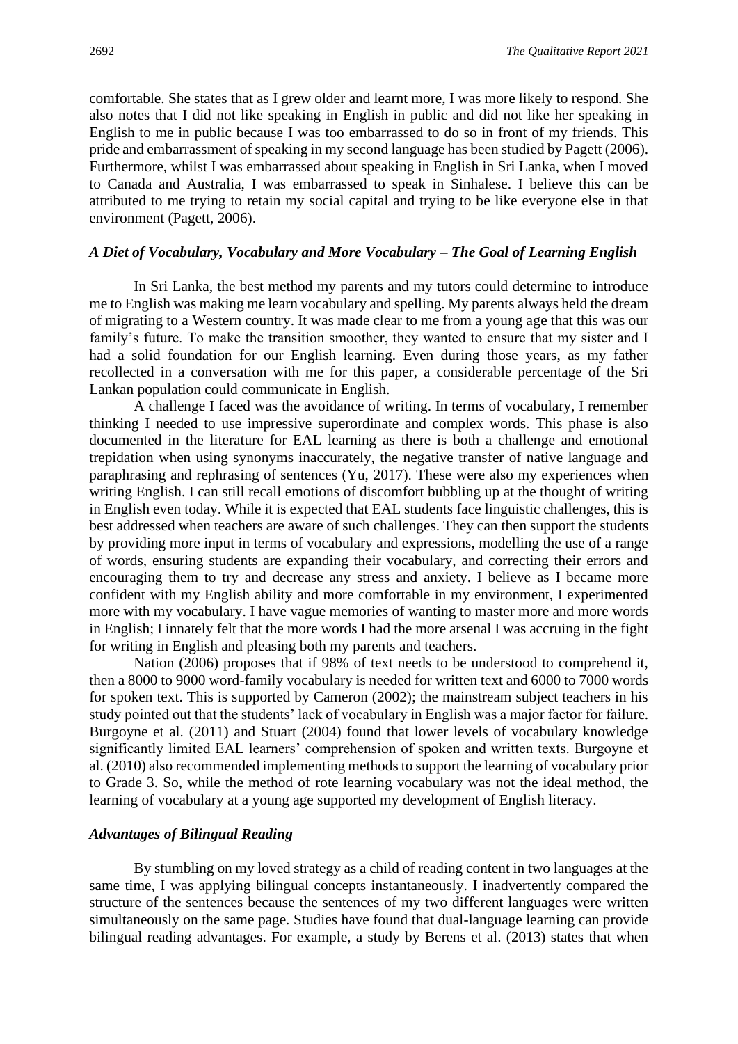comfortable. She states that as I grew older and learnt more, I was more likely to respond. She also notes that I did not like speaking in English in public and did not like her speaking in English to me in public because I was too embarrassed to do so in front of my friends. This pride and embarrassment of speaking in my second language has been studied by Pagett (2006). Furthermore, whilst I was embarrassed about speaking in English in Sri Lanka, when I moved to Canada and Australia, I was embarrassed to speak in Sinhalese. I believe this can be attributed to me trying to retain my social capital and trying to be like everyone else in that environment (Pagett, 2006).

### *A Diet of Vocabulary, Vocabulary and More Vocabulary – The Goal of Learning English*

In Sri Lanka, the best method my parents and my tutors could determine to introduce me to English was making me learn vocabulary and spelling. My parents always held the dream of migrating to a Western country. It was made clear to me from a young age that this was our family's future. To make the transition smoother, they wanted to ensure that my sister and I had a solid foundation for our English learning. Even during those years, as my father recollected in a conversation with me for this paper, a considerable percentage of the Sri Lankan population could communicate in English.

A challenge I faced was the avoidance of writing. In terms of vocabulary, I remember thinking I needed to use impressive superordinate and complex words. This phase is also documented in the literature for EAL learning as there is both a challenge and emotional trepidation when using synonyms inaccurately, the negative transfer of native language and paraphrasing and rephrasing of sentences (Yu, 2017). These were also my experiences when writing English. I can still recall emotions of discomfort bubbling up at the thought of writing in English even today. While it is expected that EAL students face linguistic challenges, this is best addressed when teachers are aware of such challenges. They can then support the students by providing more input in terms of vocabulary and expressions, modelling the use of a range of words, ensuring students are expanding their vocabulary, and correcting their errors and encouraging them to try and decrease any stress and anxiety. I believe as I became more confident with my English ability and more comfortable in my environment, I experimented more with my vocabulary. I have vague memories of wanting to master more and more words in English; I innately felt that the more words I had the more arsenal I was accruing in the fight for writing in English and pleasing both my parents and teachers.

Nation (2006) proposes that if 98% of text needs to be understood to comprehend it, then a 8000 to 9000 word-family vocabulary is needed for written text and 6000 to 7000 words for spoken text. This is supported by Cameron (2002); the mainstream subject teachers in his study pointed out that the students' lack of vocabulary in English was a major factor for failure. Burgoyne et al. (2011) and Stuart (2004) found that lower levels of vocabulary knowledge significantly limited EAL learners' comprehension of spoken and written texts. Burgoyne et al. (2010) also recommended implementing methods to support the learning of vocabulary prior to Grade 3. So, while the method of rote learning vocabulary was not the ideal method, the learning of vocabulary at a young age supported my development of English literacy.

### *Advantages of Bilingual Reading*

By stumbling on my loved strategy as a child of reading content in two languages at the same time, I was applying bilingual concepts instantaneously. I inadvertently compared the structure of the sentences because the sentences of my two different languages were written simultaneously on the same page. Studies have found that dual-language learning can provide bilingual reading advantages. For example, a study by Berens et al. (2013) states that when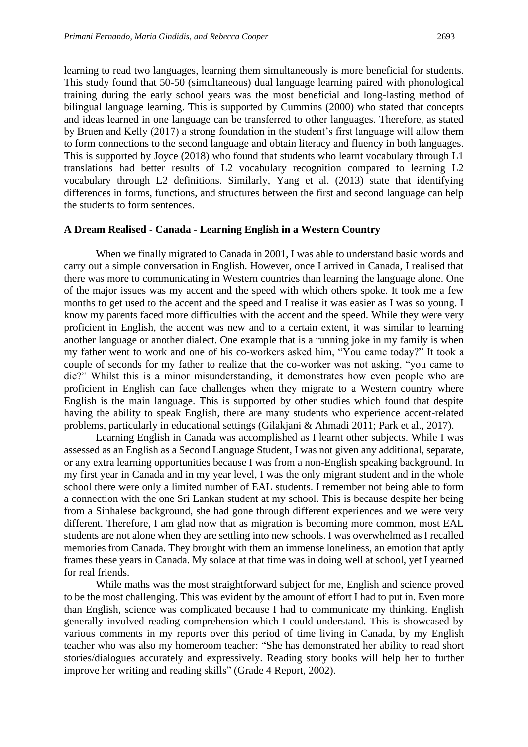learning to read two languages, learning them simultaneously is more beneficial for students. This study found that 50-50 (simultaneous) dual language learning paired with phonological training during the early school years was the most beneficial and long-lasting method of bilingual language learning. This is supported by Cummins (2000) who stated that concepts and ideas learned in one language can be transferred to other languages. Therefore, as stated by Bruen and Kelly (2017) a strong foundation in the student's first language will allow them to form connections to the second language and obtain literacy and fluency in both languages. This is supported by Joyce (2018) who found that students who learnt vocabulary through L1 translations had better results of L2 vocabulary recognition compared to learning L2 vocabulary through L2 definitions. Similarly, Yang et al. (2013) state that identifying differences in forms, functions, and structures between the first and second language can help the students to form sentences.

## A Dream Realised - Canada - Learning English in a Western Country

When we finally migrated to Canada in 2001, I was able to understand basic words and carry out a simple conversation in English. However, once I arrived in Canada, I realised that there was more to communicating in Western countries than learning the language alone. One of the major issues was my accent and the speed with which others spoke. It took me a few months to get used to the accent and the speed and I realise it was easier as I was so young. I know my parents faced more difficulties with the accent and the speed. While they were very proficient in English, the accent was new and to a certain extent, it was similar to learning another language or another dialect. One example that is a running joke in my family is when my father went to work and one of his co-workers asked him, "You came today?" It took a couple of seconds for my father to realize that the co-worker was not asking, "you came to die?" Whilst this is a minor misunderstanding, it demonstrates how even people who are proficient in English can face challenges when they migrate to a Western country where English is the main language. This is supported by other studies which found that despite having the ability to speak English, there are many students who experience accent-related problems, particularly in educational settings (Gilakjani & Ahmadi 2011; Park et al., 2017).

Learning English in Canada was accomplished as I learnt other subjects. While I was assessed as an English as a Second Language Student, I was not given any additional, separate, or any extra learning opportunities because I was from a non-English speaking background. In my first year in Canada and in my year level, I was the only migrant student and in the whole school there were only a limited number of EAL students. I remember not being able to form a connection with the one Sri Lankan student at my school. This is because despite her being from a Sinhalese background, she had gone through different experiences and we were very different. Therefore, I am glad now that as migration is becoming more common, most EAL students are not alone when they are settling into new schools. I was overwhelmed as I recalled memories from Canada. They brought with them an immense loneliness, an emotion that aptly frames these years in Canada. My solace at that time was in doing well at school, yet I yearned for real friends.

While maths was the most straightforward subject for me, English and science proved to be the most challenging. This was evident by the amount of effort I had to put in. Even more than English, science was complicated because I had to communicate my thinking. English generally involved reading comprehension which I could understand. This is showcased by various comments in my reports over this period of time living in Canada, by my English teacher who was also my homeroom teacher: "She has demonstrated her ability to read short stories/dialogues accurately and expressively. Reading story books will help her to further improve her writing and reading skills" (Grade 4 Report, 2002).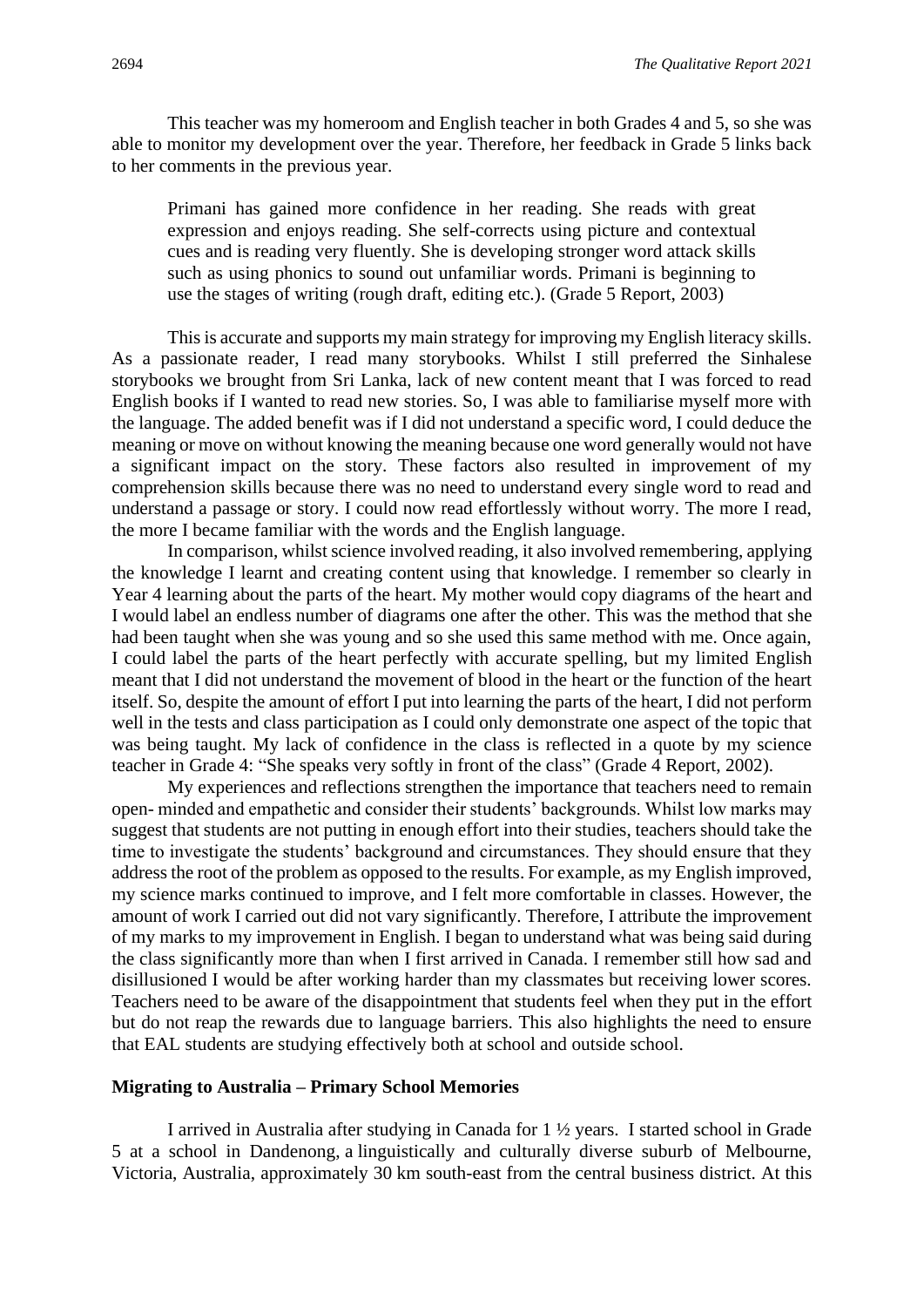This teacher was my homeroom and English teacher in both Grades 4 and 5, so she was able to monitor my development over the year. Therefore, her feedback in Grade 5 links back to her comments in the previous year.

> Primani has gained more confidence in her reading. She reads with great expression and enjoys reading. She self-corrects using picture and contextual cues and is reading very fluently. She is developing stronger word attack skills such as using phonics to sound out unfamiliar words. Primani is beginning to use the stages of writing (rough draft, editing etc.). (Grade 5 Report, 2003)

This is accurate and supports my main strategy for improving my English literacy skills. As a passionate reader, I read many storybooks. Whilst I still preferred the Sinhalese storybooks we brought from Sri Lanka, lack of new content meant that I was forced to read English books if I wanted to read new stories. So, I was able to familiarise myself more with the language. The added benefit was if I did not understand a specific word, I could deduce the meaning or move on without knowing the meaning because one word generally would not have a significant impact on the story. These factors also resulted in improvement of my comprehension skills because there was no need to understand every single word to read and understand a passage or story. I could now read effortlessly without worry. The more I read, the more I became familiar with the words and the English language.

In comparison, whilst science involved reading, it also involved remembering, applying the knowledge I learnt and creating content using that knowledge. I remember so clearly in Year 4 learning about the parts of the heart. My mother would copy diagrams of the heart and I would label an endless number of diagrams one after the other. This was the method that she had been taught when she was young and so she used this same method with me. Once again, I could label the parts of the heart perfectly with accurate spelling, but my limited English meant that I did not understand the movement of blood in the heart or the function of the heart itself. So, despite the amount of effort I put into learning the parts of the heart, I did not perform well in the tests and class participation as I could only demonstrate one aspect of the topic that was being taught. My lack of confidence in the class is reflected in a quote by my science teacher in Grade 4: "She speaks very softly in front of the class" (Grade 4 Report, 2002).

My experiences and reflections strengthen the importance that teachers need to remain open- minded and empathetic and consider their students' backgrounds. Whilst low marks may suggest that students are not putting in enough effort into their studies, teachers should take the time to investigate the students' background and circumstances. They should ensure that they address the root of the problem as opposed to the results. For example, as my English improved, my science marks continued to improve, and I felt more comfortable in classes. However, the amount of work I carried out did not vary significantly. Therefore, I attribute the improvement of my marks to my improvement in English. I began to understand what was being said during the class significantly more than when I first arrived in Canada. I remember still how sad and disillusioned I would be after working harder than my classmates but receiving lower scores. Teachers need to be aware of the disappointment that students feel when they put in the effort but do not reap the rewards due to language barriers. This also highlights the need to ensure that EAL students are studying effectively both at school and outside school.

**Migrating to Australia – Primary School Memories**

I arrived in Australia after studying in Canada for 1 ½ years. I started school in Grade 5 at a school in Dandenong, a linguistically and culturally diverse suburb of Melbourne, Victoria, Australia, approximately 30 km south-east from the central business district. At this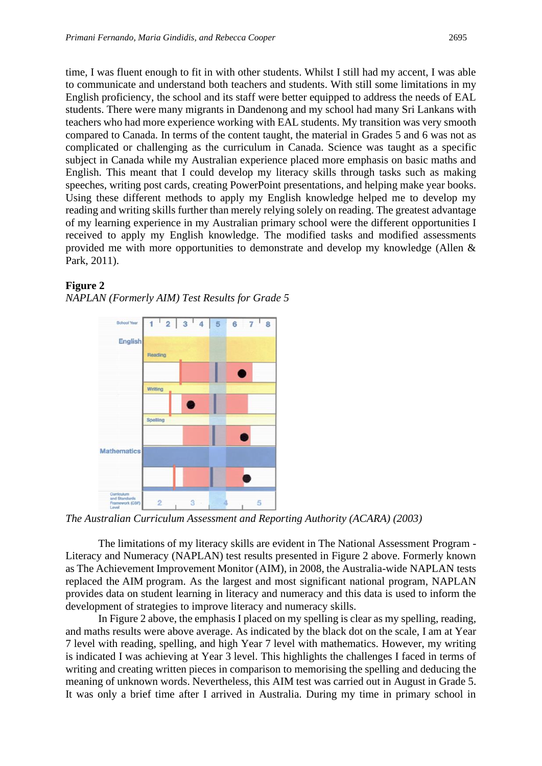time, I was fluent enough to fit in with other students. Whilst I still had my accent, I was able to communicate and understand both teachers and students. With still some limitations in my English proficiency, the school and its staff were better equipped to address the needs of EAL students. There were many migrants in Dandenong and my school had many Sri Lankans with teachers who had more experience working with EAL students. My transition was very smooth compared to Canada. In terms of the content taught, the material in Grades 5 and 6 was not as complicated or challenging as the curriculum in Canada. Science was taught as a specific subject in Canada while my Australian experience placed more emphasis on basic maths and English. This meant that I could develop my literacy skills through tasks such as making speeches, writing post cards, creating PowerPoint presentations, and helping make year books. Using these different methods to apply my English knowledge helped me to develop my reading and writing skills further than merely relying solely on reading. The greatest advantage of my learning experience in my Australian primary school were the different opportunities I received to apply my English knowledge. The modified tasks and modified assessments provided me with more opportunities to demonstrate and develop my knowledge (Allen & Park, 2011).

**Figure 2**

*NAPLAN (Formerly AIM) Test Results for Grade 5*

*The Australian Curriculum Assessment and Reporting Authority (ACARA) (2003)*

The limitations of my literacy skills are evident in The National Assessment Program - Literacy and Numeracy (NAPLAN) test results presented in Figure 2 above. Formerly known as The Achievement Improvement Monitor (AIM), in 2008, the Australia-wide NAPLAN tests replaced the AIM program. As the largest and most significant national program, NAPLAN provides data on student learning in literacy and numeracy and this data is used to inform the development of strategies to improve literacy and numeracy skills.

In Figure 2 above, the emphasis I placed on my spelling is clear as my spelling, reading, and maths results were above average. As indicated by the black dot on the scale, I am at Year 7 level with reading, spelling, and high Year 7 level with mathematics. However, my writing is indicated I was achieving at Year 3 level. This highlights the challenges I faced in terms of writing and creating written pieces in comparison to memorising the spelling and deducing the meaning of unknown words. Nevertheless, this AIM test was carried out in August in Grade 5. It was only a brief time after I arrived in Australia. During my time in primary school in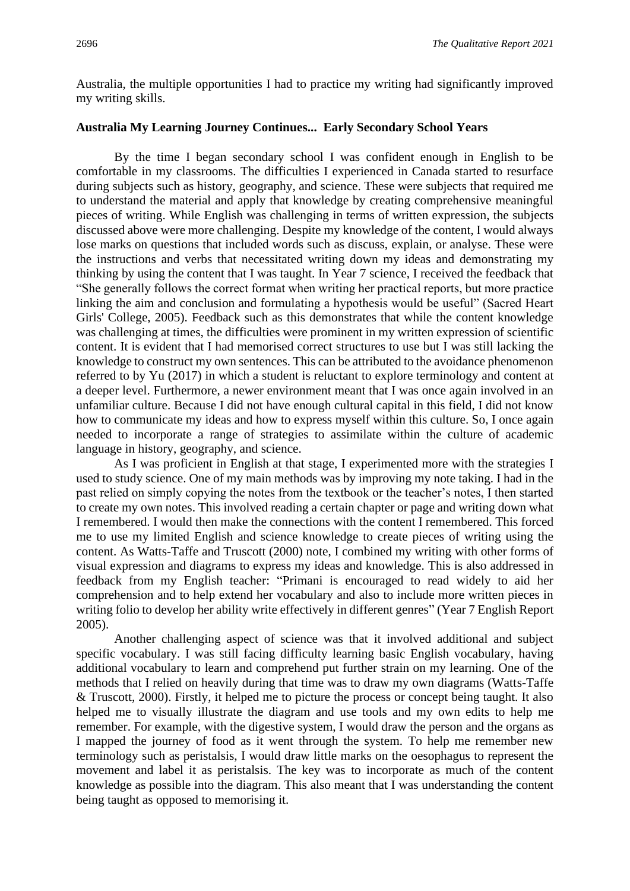Australia, the multiple opportunities I had to practice my writing had significantly improved my writing skills.

**Australia My Learning Journey Continues... Early Secondary School Years**

By the time I began secondary school I was confident enough in English to be comfortable in my classrooms. The difficulties I experienced in Canada started to resurface during subjects such as history, geography, and science. These were subjects that required me to understand the material and apply that knowledge by creating comprehensive meaningful pieces of writing. While English was challenging in terms of written expression, the subjects discussed above were more challenging. Despite my knowledge of the content, I would always lose marks on questions that included words such as discuss, explain, or analyse. These were the instructions and verbs that necessitated writing down my ideas and demonstrating my thinking by using the content that I was taught. In Year 7 science, I received the feedback that "She generally follows the correct format when writing her practical reports, but more practice linking the aim and conclusion and formulating a hypothesis would be useful" (Sacred Heart Girls' College, 2005). Feedback such as this demonstrates that while the content knowledge was challenging at times, the difficulties were prominent in my written expression of scientific content. It is evident that I had memorised correct structures to use but I was still lacking the knowledge to construct my own sentences. This can be attributed to the avoidance phenomenon referred to by Yu (2017) in which a student is reluctant to explore terminology and content at a deeper level. Furthermore, a newer environment meant that I was once again involved in an unfamiliar culture. Because I did not have enough cultural capital in this field, I did not know how to communicate my ideas and how to express myself within this culture. So, I once again needed to incorporate a range of strategies to assimilate within the culture of academic language in history, geography, and science.

As I was proficient in English at that stage, I experimented more with the strategies I used to study science. One of my main methods was by improving my note taking. I had in the past relied on simply copying the notes from the textbook or the teacher's notes, I then started to create my own notes. This involved reading a certain chapter or page and writing down what I remembered. I would then make the connections with the content I remembered. This forced me to use my limited English and science knowledge to create pieces of writing using the content. As Watts-Taffe and Truscott (2000) note, I combined my writing with other forms of visual expression and diagrams to express my ideas and knowledge. This is also addressed in feedback from my English teacher: "Primani is encouraged to read widely to aid her comprehension and to help extend her vocabulary and also to include more written pieces in writing folio to develop her ability write effectively in different genres" (Year 7 English Report 2005).

Another challenging aspect of science was that it involved additional and subject specific vocabulary. I was still facing difficulty learning basic English vocabulary, having additional vocabulary to learn and comprehend put further strain on my learning. One of the methods that I relied on heavily during that time was to draw my own diagrams (Watts-Taffe & Truscott, 2000). Firstly, it helped me to picture the process or concept being taught. It also helped me to visually illustrate the diagram and use tools and my own edits to help me remember. For example, with the digestive system, I would draw the person and the organs as I mapped the journey of food as it went through the system. To help me remember new terminology such as peristalsis, I would draw little marks on the oesophagus to represent the movement and label it as peristalsis. The key was to incorporate as much of the content knowledge as possible into the diagram. This also meant that I was understanding the content being taught as opposed to memorising it.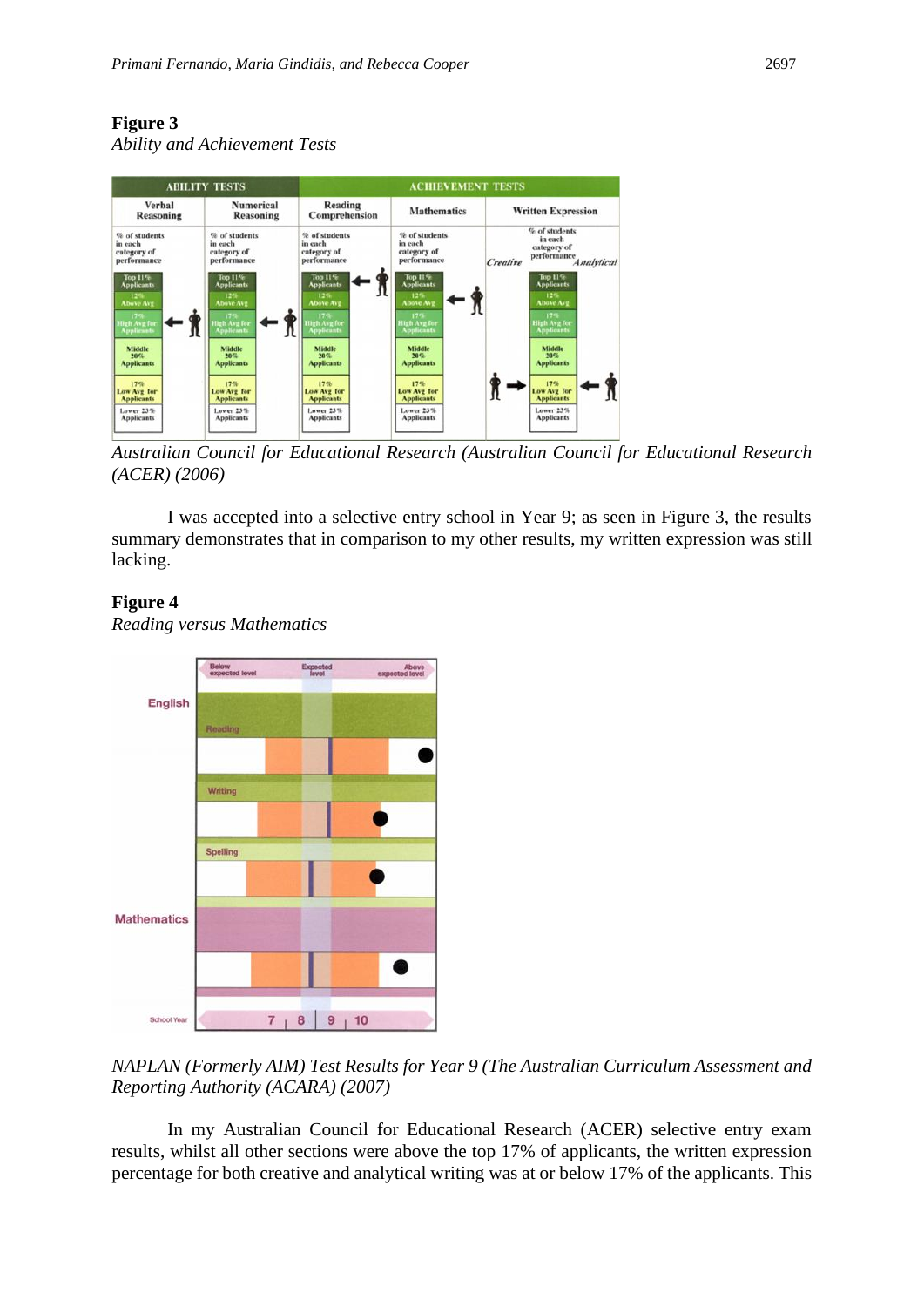**Figure 3**

*Ability and Achievement Tests*

*Australian Council for Educational Research (Australian Council for Educational Research (ACER) (2006)*

I was accepted into a selective entry school in Year 9; as seen in Figure 3, the results summary demonstrates that in comparison to my other results, my written expression was still lacking.

**Figure 4**

*Reading versus Mathematics*

*NAPLAN (Formerly AIM) Test Results for Year 9 (The Australian Curriculum Assessment and Reporting Authority (ACARA) (2007)*

In my Australian Council for Educational Research (ACER) selective entry exam results, whilst all other sections were above the top 17% of applicants, the written expression percentage for both creative and analytical writing was at or below 17% of the applicants. This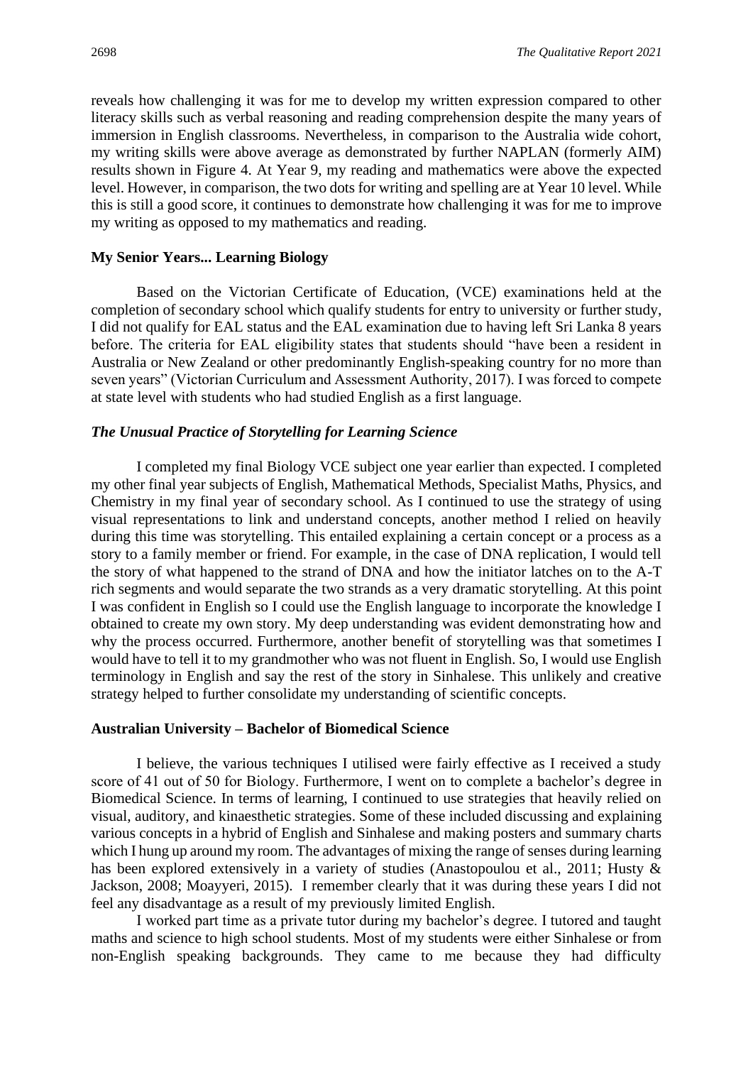reveals how challenging it was for me to develop my written expression compared to other literacy skills such as verbal reasoning and reading comprehension despite the many years of immersion in English classrooms. Nevertheless, in comparison to the Australia wide cohort, my writing skills were above average as demonstrated by further NAPLAN (formerly AIM) results shown in Figure 4. At Year 9, my reading and mathematics were above the expected level. However, in comparison, the two dots for writing and spelling are at Year 10 level. While this is still a good score, it continues to demonstrate how challenging it was for me to improve my writing as opposed to my mathematics and reading.

## My Senior Years... Learning Biology

Based on the Victorian Certificate of Education, (VCE) examinations held at the completion of secondary school which qualify students for entry to university or further study, I did not qualify for EAL status and the EAL examination due to having left Sri Lanka 8 years before. The criteria for EAL eligibility states that students should "have been a resident in Australia or New Zealand or other predominantly English-speaking country for no more than seven years" (Victorian Curriculum and Assessment Authority, 2017). I was forced to compete at state level with students who had studied English as a first language.

### *The Unusual Practice of Storytelling for Learning Science*

I completed my final Biology VCE subject one year earlier than expected. I completed my other final year subjects of English, Mathematical Methods, Specialist Maths, Physics, and Chemistry in my final year of secondary school. As I continued to use the strategy of using visual representations to link and understand concepts, another method I relied on heavily during this time was storytelling. This entailed explaining a certain concept or a process as a story to a family member or friend. For example, in the case of DNA replication, I would tell the story of what happened to the strand of DNA and how the initiator latches on to the A-T rich segments and would separate the two strands as a very dramatic storytelling. At this point I was confident in English so I could use the English language to incorporate the knowledge I obtained to create my own story. My deep understanding was evident demonstrating how and why the process occurred. Furthermore, another benefit of storytelling was that sometimes I would have to tell it to my grandmother who was not fluent in English. So, I would use English terminology in English and say the rest of the story in Sinhalese. This unlikely and creative strategy helped to further consolidate my understanding of scientific concepts.

## Australian University – Bachelor of Biomedical Science

I believe, the various techniques I utilised were fairly effective as I received a study score of 41 out of 50 for Biology. Furthermore, I went on to complete a bachelor's degree in Biomedical Science. In terms of learning, I continued to use strategies that heavily relied on visual, auditory, and kinaesthetic strategies. Some of these included discussing and explaining various concepts in a hybrid of English and Sinhalese and making posters and summary charts which I hung up around my room. The advantages of mixing the range of senses during learning has been explored extensively in a variety of studies (Anastopoulou et al., 2011; Husty & Jackson, 2008; Moayyeri, 2015). I remember clearly that it was during these years I did not feel any disadvantage as a result of my previously limited English.

I worked part time as a private tutor during my bachelor's degree. I tutored and taught maths and science to high school students. Most of my students were either Sinhalese or from non-English speaking backgrounds. They came to me because they had difficulty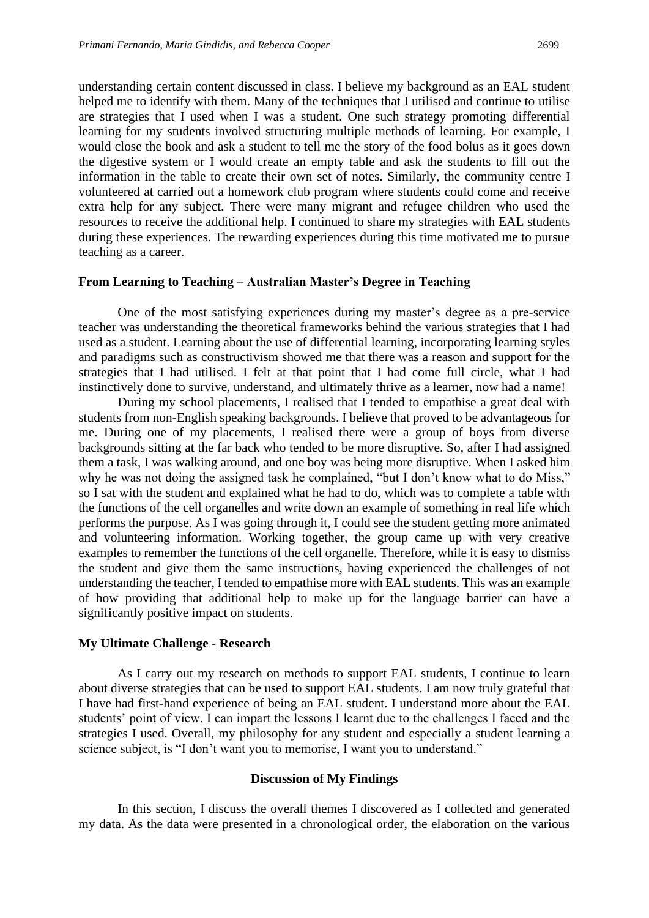understanding certain content discussed in class. I believe my background as an EAL student helped me to identify with them. Many of the techniques that I utilised and continue to utilise are strategies that I used when I was a student. One such strategy promoting differential learning for my students involved structuring multiple methods of learning. For example, I would close the book and ask a student to tell me the story of the food bolus as it goes down the digestive system or I would create an empty table and ask the students to fill out the information in the table to create their own set of notes. Similarly, the community centre I volunteered at carried out a homework club program where students could come and receive extra help for any subject. There were many migrant and refugee children who used the resources to receive the additional help. I continued to share my strategies with EAL students during these experiences. The rewarding experiences during this time motivated me to pursue teaching as a career.

### From Learning to Teaching – Australian Master's Degree in Teaching

One of the most satisfying experiences during my master's degree as a pre-service teacher was understanding the theoretical frameworks behind the various strategies that I had used as a student. Learning about the use of differential learning, incorporating learning styles and paradigms such as constructivism showed me that there was a reason and support for the strategies that I had utilised. I felt at that point that I had come full circle, what I had instinctively done to survive, understand, and ultimately thrive as a learner, now had a name!

During my school placements, I realised that I tended to empathise a great deal with students from non-English speaking backgrounds. I believe that proved to be advantageous for me. During one of my placements, I realised there were a group of boys from diverse backgrounds sitting at the far back who tended to be more disruptive. So, after I had assigned them a task, I was walking around, and one boy was being more disruptive. When I asked him why he was not doing the assigned task he complained, "but I don't know what to do Miss," so I sat with the student and explained what he had to do, which was to complete a table with the functions of the cell organelles and write down an example of something in real life which performs the purpose. As I was going through it, I could see the student getting more animated and volunteering information. Working together, the group came up with very creative examples to remember the functions of the cell organelle. Therefore, while it is easy to dismiss the student and give them the same instructions, having experienced the challenges of not understanding the teacher, I tended to empathise more with EAL students. This was an example of how providing that additional help to make up for the language barrier can have a significantly positive impact on students.

### My Ultimate Challenge - Research

As I carry out my research on methods to support EAL students, I continue to learn about diverse strategies that can be used to support EAL students. I am now truly grateful that I have had first-hand experience of being an EAL student. I understand more about the EAL students' point of view. I can impart the lessons I learnt due to the challenges I faced and the strategies I used. Overall, my philosophy for any student and especially a student learning a science subject, is "I don't want you to memorise, I want you to understand."

## Discussion of My Findings

In this section, I discuss the overall themes I discovered as I collected and generated my data. As the data were presented in a chronological order, the elaboration on the various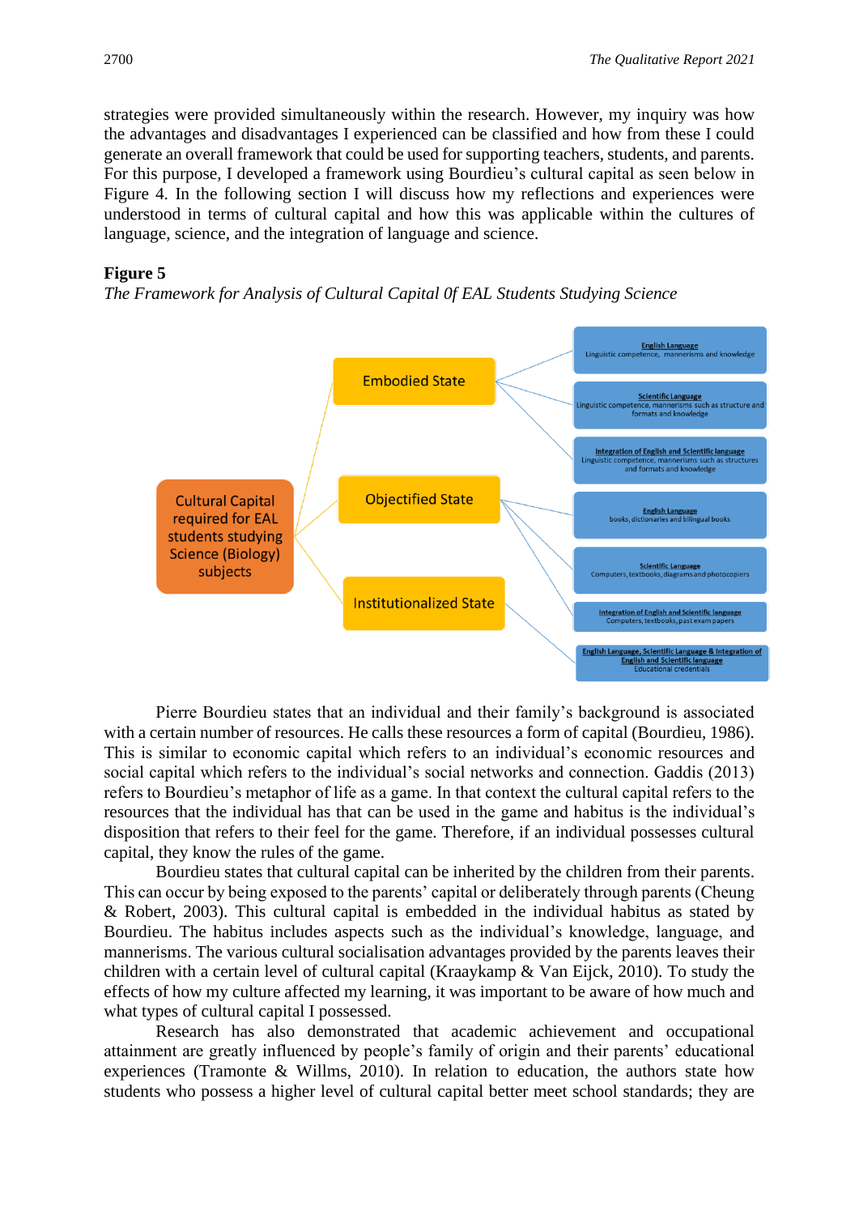strategies were provided simultaneously within the research. However, my inquiry was how the advantages and disadvantages I experienced can be classified and how from these I could generate an overall framework that could be used for supporting teachers, students, and parents. For this purpose, I developed a framework using Bourdieu's cultural capital as seen below in Figure 4. In the following section I will discuss how my reflections and experiences were understood in terms of cultural capital and how this was applicable within the cultures of language, science, and the integration of language and science.

**Figure 5**

*The Framework for Analysis of Cultural Capital 0f EAL Students Studying Science*

- **Cultural Capital required for EAL students studying Science (Biology) subjects**
  - **Embodied State**
    - English Language: Linguistic competence, mannerisms and knowledge
    - Scientific Language: Linguistic competence, mannerisms such as structure and formats and knowledge
    - Integration of English and Scientific language: Linguistic competence, mannerisms such as structures and formats and knowledge
  - **Objectified State**
    - English Language: books, dictionaries and bilingual books
    - Scientific Language: Computers, textbooks, diagrams and photocopiers
    - Integration of English and Scientific language: Computers, textbooks, past exam papers
  - **Institutionalized State**
    - English Language, Scientific Language & Integration of English and Scientific language: Educational credentials

Pierre Bourdieu states that an individual and their family's background is associated with a certain number of resources. He calls these resources a form of capital (Bourdieu, 1986). This is similar to economic capital which refers to an individual's economic resources and social capital which refers to the individual's social networks and connection. Gaddis (2013) refers to Bourdieu's metaphor of life as a game. In that context the cultural capital refers to the resources that the individual has that can be used in the game and habitus is the individual's disposition that refers to their feel for the game. Therefore, if an individual possesses cultural capital, they know the rules of the game.

Bourdieu states that cultural capital can be inherited by the children from their parents. This can occur by being exposed to the parents' capital or deliberately through parents (Cheung & Robert, 2003). This cultural capital is embedded in the individual habitus as stated by Bourdieu. The habitus includes aspects such as the individual's knowledge, language, and mannerisms. The various cultural socialisation advantages provided by the parents leaves their children with a certain level of cultural capital (Kraaykamp & Van Eijck, 2010). To study the effects of how my culture affected my learning, it was important to be aware of how much and what types of cultural capital I possessed.

Research has also demonstrated that academic achievement and occupational attainment are greatly influenced by people's family of origin and their parents' educational experiences (Tramonte & Willms, 2010). In relation to education, the authors state how students who possess a higher level of cultural capital better meet school standards; they are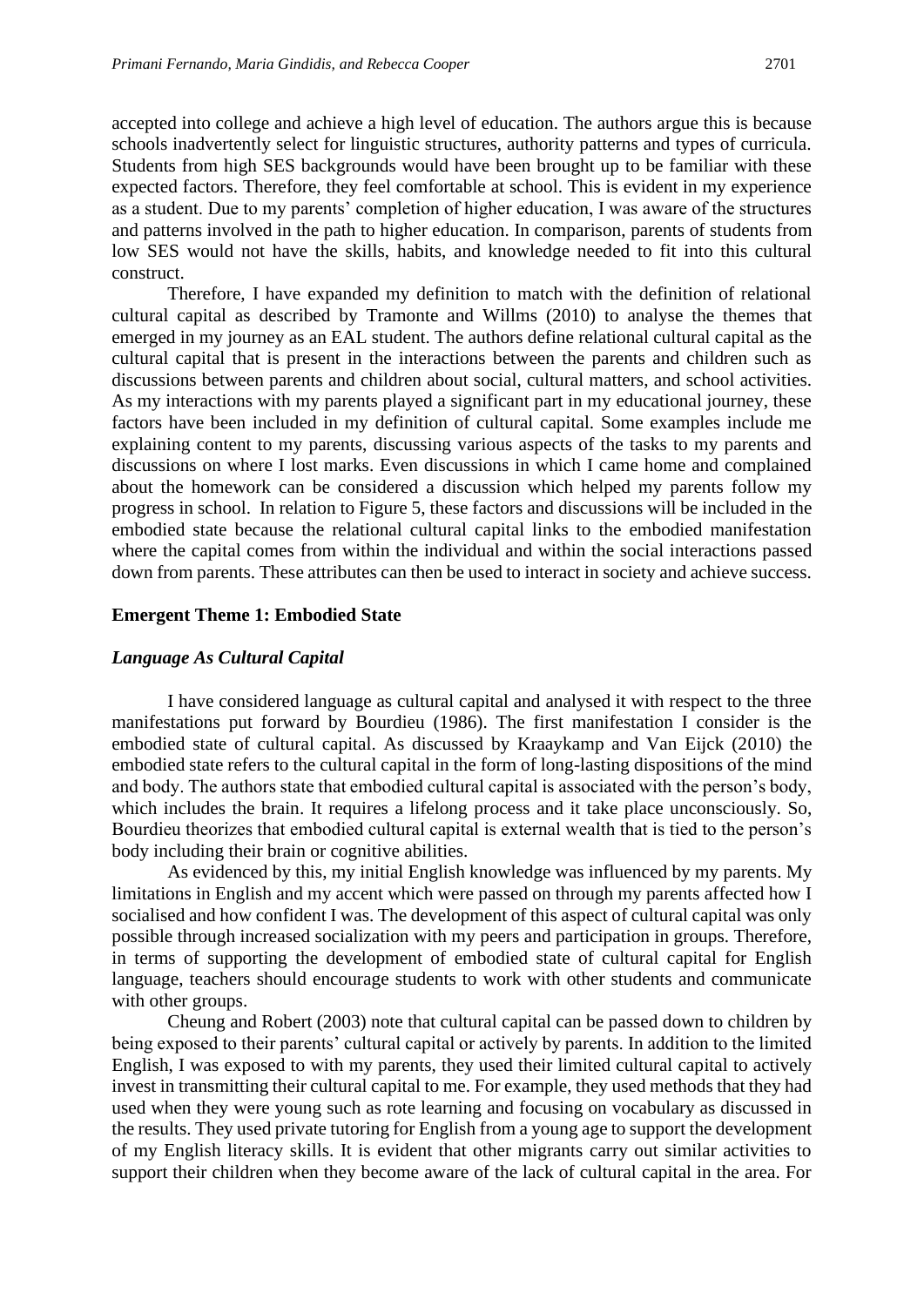accepted into college and achieve a high level of education. The authors argue this is because schools inadvertently select for linguistic structures, authority patterns and types of curricula. Students from high SES backgrounds would have been brought up to be familiar with these expected factors. Therefore, they feel comfortable at school. This is evident in my experience as a student. Due to my parents' completion of higher education, I was aware of the structures and patterns involved in the path to higher education. In comparison, parents of students from low SES would not have the skills, habits, and knowledge needed to fit into this cultural construct.

Therefore, I have expanded my definition to match with the definition of relational cultural capital as described by Tramonte and Willms (2010) to analyse the themes that emerged in my journey as an EAL student. The authors define relational cultural capital as the cultural capital that is present in the interactions between the parents and children such as discussions between parents and children about social, cultural matters, and school activities. As my interactions with my parents played a significant part in my educational journey, these factors have been included in my definition of cultural capital. Some examples include me explaining content to my parents, discussing various aspects of the tasks to my parents and discussions on where I lost marks. Even discussions in which I came home and complained about the homework can be considered a discussion which helped my parents follow my progress in school. In relation to Figure 5, these factors and discussions will be included in the embodied state because the relational cultural capital links to the embodied manifestation where the capital comes from within the individual and within the social interactions passed down from parents. These attributes can then be used to interact in society and achieve success.

## Emergent Theme 1: Embodied State

### *Language As Cultural Capital*

I have considered language as cultural capital and analysed it with respect to the three manifestations put forward by Bourdieu (1986). The first manifestation I consider is the embodied state of cultural capital. As discussed by Kraaykamp and Van Eijck (2010) the embodied state refers to the cultural capital in the form of long-lasting dispositions of the mind and body. The authors state that embodied cultural capital is associated with the person's body, which includes the brain. It requires a lifelong process and it take place unconsciously. So, Bourdieu theorizes that embodied cultural capital is external wealth that is tied to the person's body including their brain or cognitive abilities.

As evidenced by this, my initial English knowledge was influenced by my parents. My limitations in English and my accent which were passed on through my parents affected how I socialised and how confident I was. The development of this aspect of cultural capital was only possible through increased socialization with my peers and participation in groups. Therefore, in terms of supporting the development of embodied state of cultural capital for English language, teachers should encourage students to work with other students and communicate with other groups.

Cheung and Robert (2003) note that cultural capital can be passed down to children by being exposed to their parents' cultural capital or actively by parents. In addition to the limited English, I was exposed to with my parents, they used their limited cultural capital to actively invest in transmitting their cultural capital to me. For example, they used methods that they had used when they were young such as rote learning and focusing on vocabulary as discussed in the results. They used private tutoring for English from a young age to support the development of my English literacy skills. It is evident that other migrants carry out similar activities to support their children when they become aware of the lack of cultural capital in the area. For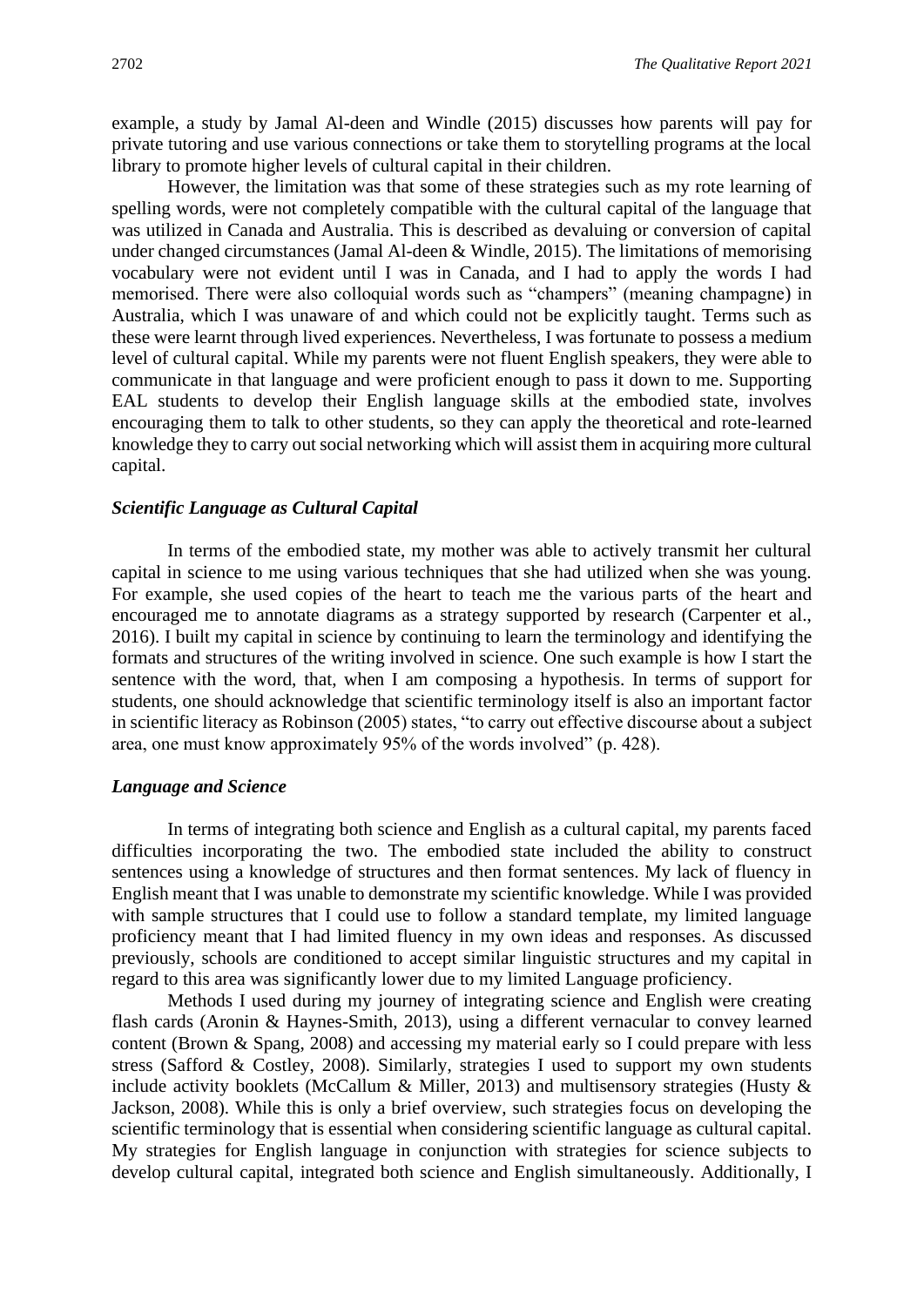example, a study by Jamal Al-deen and Windle (2015) discusses how parents will pay for private tutoring and use various connections or take them to storytelling programs at the local library to promote higher levels of cultural capital in their children.

However, the limitation was that some of these strategies such as my rote learning of spelling words, were not completely compatible with the cultural capital of the language that was utilized in Canada and Australia. This is described as devaluing or conversion of capital under changed circumstances (Jamal Al-deen & Windle, 2015). The limitations of memorising vocabulary were not evident until I was in Canada, and I had to apply the words I had memorised. There were also colloquial words such as "champers" (meaning champagne) in Australia, which I was unaware of and which could not be explicitly taught. Terms such as these were learnt through lived experiences. Nevertheless, I was fortunate to possess a medium level of cultural capital. While my parents were not fluent English speakers, they were able to communicate in that language and were proficient enough to pass it down to me. Supporting EAL students to develop their English language skills at the embodied state, involves encouraging them to talk to other students, so they can apply the theoretical and rote-learned knowledge they to carry out social networking which will assist them in acquiring more cultural capital.

### *Scientific Language as Cultural Capital*

In terms of the embodied state, my mother was able to actively transmit her cultural capital in science to me using various techniques that she had utilized when she was young. For example, she used copies of the heart to teach me the various parts of the heart and encouraged me to annotate diagrams as a strategy supported by research (Carpenter et al., 2016). I built my capital in science by continuing to learn the terminology and identifying the formats and structures of the writing involved in science. One such example is how I start the sentence with the word, that, when I am composing a hypothesis. In terms of support for students, one should acknowledge that scientific terminology itself is also an important factor in scientific literacy as Robinson (2005) states, "to carry out effective discourse about a subject area, one must know approximately 95% of the words involved" (p. 428).

### *Language and Science*

In terms of integrating both science and English as a cultural capital, my parents faced difficulties incorporating the two. The embodied state included the ability to construct sentences using a knowledge of structures and then format sentences. My lack of fluency in English meant that I was unable to demonstrate my scientific knowledge. While I was provided with sample structures that I could use to follow a standard template, my limited language proficiency meant that I had limited fluency in my own ideas and responses. As discussed previously, schools are conditioned to accept similar linguistic structures and my capital in regard to this area was significantly lower due to my limited Language proficiency.

Methods I used during my journey of integrating science and English were creating flash cards (Aronin & Haynes-Smith, 2013), using a different vernacular to convey learned content (Brown & Spang, 2008) and accessing my material early so I could prepare with less stress (Safford & Costley, 2008). Similarly, strategies I used to support my own students include activity booklets (McCallum & Miller, 2013) and multisensory strategies (Husty & Jackson, 2008). While this is only a brief overview, such strategies focus on developing the scientific terminology that is essential when considering scientific language as cultural capital. My strategies for English language in conjunction with strategies for science subjects to develop cultural capital, integrated both science and English simultaneously. Additionally, I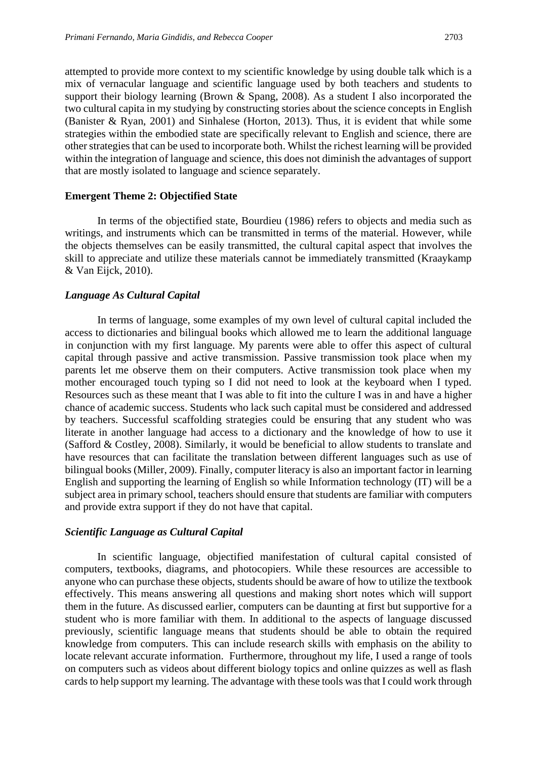attempted to provide more context to my scientific knowledge by using double talk which is a mix of vernacular language and scientific language used by both teachers and students to support their biology learning (Brown & Spang, 2008). As a student I also incorporated the two cultural capita in my studying by constructing stories about the science concepts in English (Banister & Ryan, 2001) and Sinhalese (Horton, 2013). Thus, it is evident that while some strategies within the embodied state are specifically relevant to English and science, there are other strategies that can be used to incorporate both. Whilst the richest learning will be provided within the integration of language and science, this does not diminish the advantages of support that are mostly isolated to language and science separately.

**Emergent Theme 2: Objectified State**

In terms of the objectified state, Bourdieu (1986) refers to objects and media such as writings, and instruments which can be transmitted in terms of the material. However, while the objects themselves can be easily transmitted, the cultural capital aspect that involves the skill to appreciate and utilize these materials cannot be immediately transmitted (Kraaykamp & Van Eijck, 2010).

***Language As Cultural Capital***

In terms of language, some examples of my own level of cultural capital included the access to dictionaries and bilingual books which allowed me to learn the additional language in conjunction with my first language. My parents were able to offer this aspect of cultural capital through passive and active transmission. Passive transmission took place when my parents let me observe them on their computers. Active transmission took place when my mother encouraged touch typing so I did not need to look at the keyboard when I typed. Resources such as these meant that I was able to fit into the culture I was in and have a higher chance of academic success. Students who lack such capital must be considered and addressed by teachers. Successful scaffolding strategies could be ensuring that any student who was literate in another language had access to a dictionary and the knowledge of how to use it (Safford & Costley, 2008). Similarly, it would be beneficial to allow students to translate and have resources that can facilitate the translation between different languages such as use of bilingual books (Miller, 2009). Finally, computer literacy is also an important factor in learning English and supporting the learning of English so while Information technology (IT) will be a subject area in primary school, teachers should ensure that students are familiar with computers and provide extra support if they do not have that capital.

***Scientific Language as Cultural Capital***

In scientific language, objectified manifestation of cultural capital consisted of computers, textbooks, diagrams, and photocopiers. While these resources are accessible to anyone who can purchase these objects, students should be aware of how to utilize the textbook effectively. This means answering all questions and making short notes which will support them in the future. As discussed earlier, computers can be daunting at first but supportive for a student who is more familiar with them. In additional to the aspects of language discussed previously, scientific language means that students should be able to obtain the required knowledge from computers. This can include research skills with emphasis on the ability to locate relevant accurate information. Furthermore, throughout my life, I used a range of tools on computers such as videos about different biology topics and online quizzes as well as flash cards to help support my learning. The advantage with these tools was that I could work through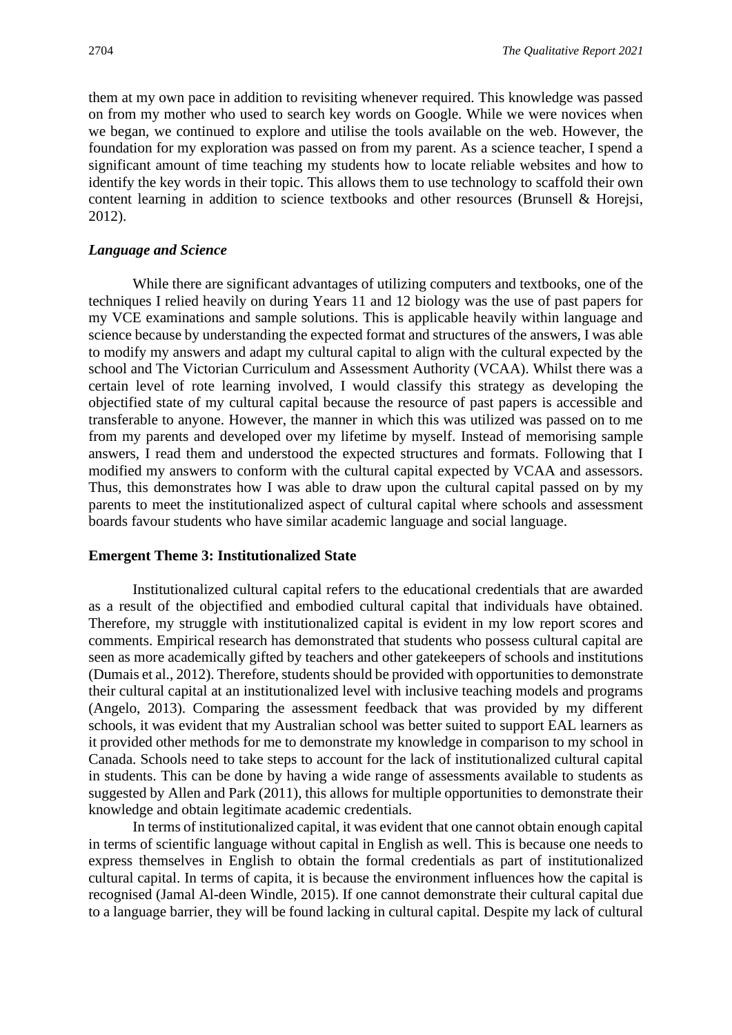them at my own pace in addition to revisiting whenever required. This knowledge was passed on from my mother who used to search key words on Google. While we were novices when we began, we continued to explore and utilise the tools available on the web. However, the foundation for my exploration was passed on from my parent. As a science teacher, I spend a significant amount of time teaching my students how to locate reliable websites and how to identify the key words in their topic. This allows them to use technology to scaffold their own content learning in addition to science textbooks and other resources (Brunsell & Horejsi, 2012).

### *Language and Science*

While there are significant advantages of utilizing computers and textbooks, one of the techniques I relied heavily on during Years 11 and 12 biology was the use of past papers for my VCE examinations and sample solutions. This is applicable heavily within language and science because by understanding the expected format and structures of the answers, I was able to modify my answers and adapt my cultural capital to align with the cultural expected by the school and The Victorian Curriculum and Assessment Authority (VCAA). Whilst there was a certain level of rote learning involved, I would classify this strategy as developing the objectified state of my cultural capital because the resource of past papers is accessible and transferable to anyone. However, the manner in which this was utilized was passed on to me from my parents and developed over my lifetime by myself. Instead of memorising sample answers, I read them and understood the expected structures and formats. Following that I modified my answers to conform with the cultural capital expected by VCAA and assessors. Thus, this demonstrates how I was able to draw upon the cultural capital passed on by my parents to meet the institutionalized aspect of cultural capital where schools and assessment boards favour students who have similar academic language and social language.

## Emergent Theme 3: Institutionalized State

Institutionalized cultural capital refers to the educational credentials that are awarded as a result of the objectified and embodied cultural capital that individuals have obtained. Therefore, my struggle with institutionalized capital is evident in my low report scores and comments. Empirical research has demonstrated that students who possess cultural capital are seen as more academically gifted by teachers and other gatekeepers of schools and institutions (Dumais et al., 2012). Therefore, students should be provided with opportunities to demonstrate their cultural capital at an institutionalized level with inclusive teaching models and programs (Angelo, 2013). Comparing the assessment feedback that was provided by my different schools, it was evident that my Australian school was better suited to support EAL learners as it provided other methods for me to demonstrate my knowledge in comparison to my school in Canada. Schools need to take steps to account for the lack of institutionalized cultural capital in students. This can be done by having a wide range of assessments available to students as suggested by Allen and Park (2011), this allows for multiple opportunities to demonstrate their knowledge and obtain legitimate academic credentials.

In terms of institutionalized capital, it was evident that one cannot obtain enough capital in terms of scientific language without capital in English as well. This is because one needs to express themselves in English to obtain the formal credentials as part of institutionalized cultural capital. In terms of capita, it is because the environment influences how the capital is recognised (Jamal Al-deen Windle, 2015). If one cannot demonstrate their cultural capital due to a language barrier, they will be found lacking in cultural capital. Despite my lack of cultural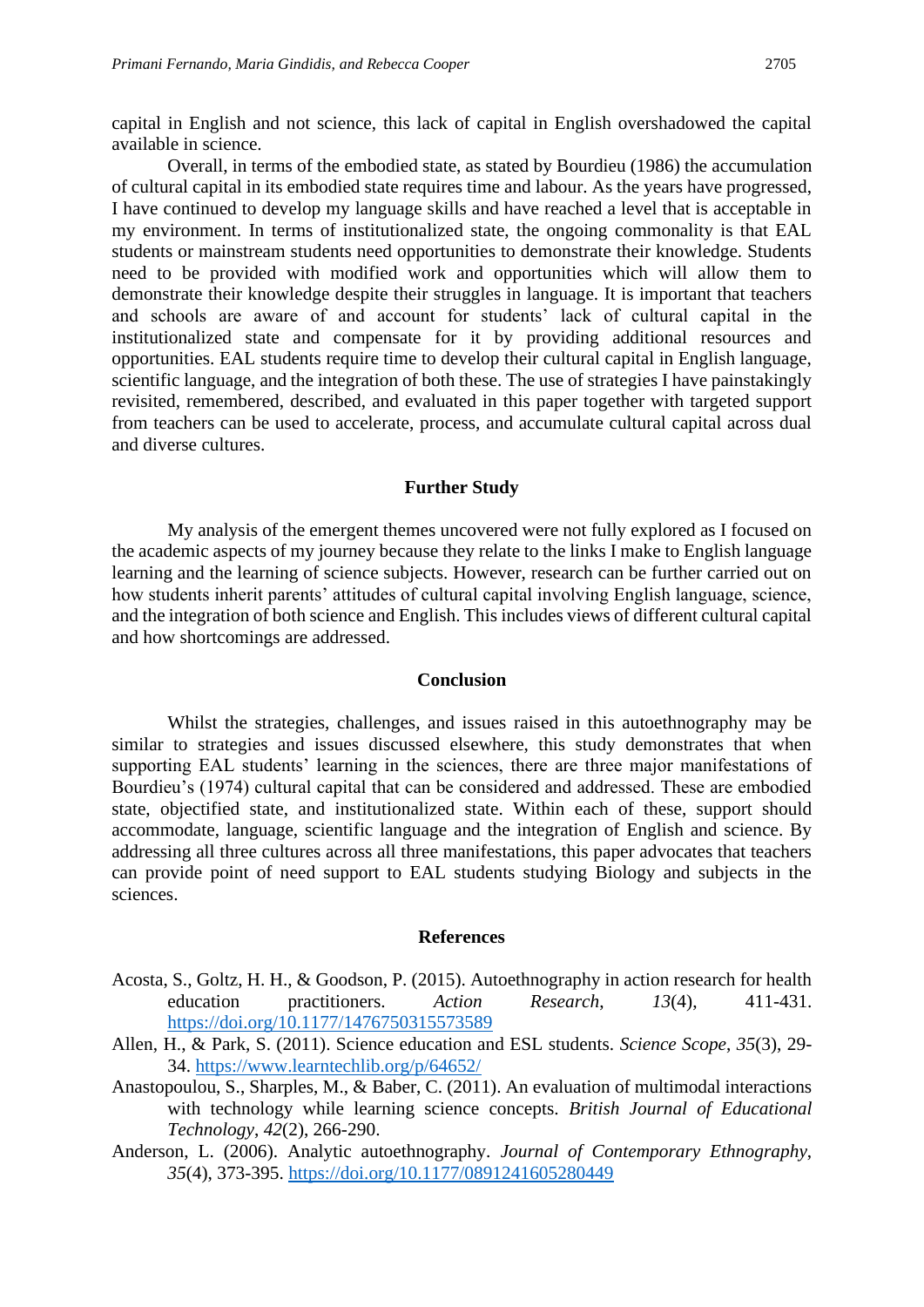capital in English and not science, this lack of capital in English overshadowed the capital available in science.

Overall, in terms of the embodied state, as stated by Bourdieu (1986) the accumulation of cultural capital in its embodied state requires time and labour. As the years have progressed, I have continued to develop my language skills and have reached a level that is acceptable in my environment. In terms of institutionalized state, the ongoing commonality is that EAL students or mainstream students need opportunities to demonstrate their knowledge. Students need to be provided with modified work and opportunities which will allow them to demonstrate their knowledge despite their struggles in language. It is important that teachers and schools are aware of and account for students' lack of cultural capital in the institutionalized state and compensate for it by providing additional resources and opportunities. EAL students require time to develop their cultural capital in English language, scientific language, and the integration of both these. The use of strategies I have painstakingly revisited, remembered, described, and evaluated in this paper together with targeted support from teachers can be used to accelerate, process, and accumulate cultural capital across dual and diverse cultures.

## Further Study

My analysis of the emergent themes uncovered were not fully explored as I focused on the academic aspects of my journey because they relate to the links I make to English language learning and the learning of science subjects. However, research can be further carried out on how students inherit parents' attitudes of cultural capital involving English language, science, and the integration of both science and English. This includes views of different cultural capital and how shortcomings are addressed.

## Conclusion

Whilst the strategies, challenges, and issues raised in this autoethnography may be similar to strategies and issues discussed elsewhere, this study demonstrates that when supporting EAL students' learning in the sciences, there are three major manifestations of Bourdieu's (1974) cultural capital that can be considered and addressed. These are embodied state, objectified state, and institutionalized state. Within each of these, support should accommodate, language, scientific language and the integration of English and science. By addressing all three cultures across all three manifestations, this paper advocates that teachers can provide point of need support to EAL students studying Biology and subjects in the sciences.

## References

Acosta, S., Goltz, H. H., & Goodson, P. (2015). Autoethnography in action research for health education practitioners. *Action Research*, *13*(4), 411-431. https://doi.org/10.1177/1476750315573589

Allen, H., & Park, S. (2011). Science education and ESL students. *Science Scope*, *35*(3), 29-34. https://www.learntechlib.org/p/64652/

Anastopoulou, S., Sharples, M., & Baber, C. (2011). An evaluation of multimodal interactions with technology while learning science concepts. *British Journal of Educational Technology*, *42*(2), 266-290.

Anderson, L. (2006). Analytic autoethnography. *Journal of Contemporary Ethnography*, *35*(4), 373-395. https://doi.org/10.1177/0891241605280449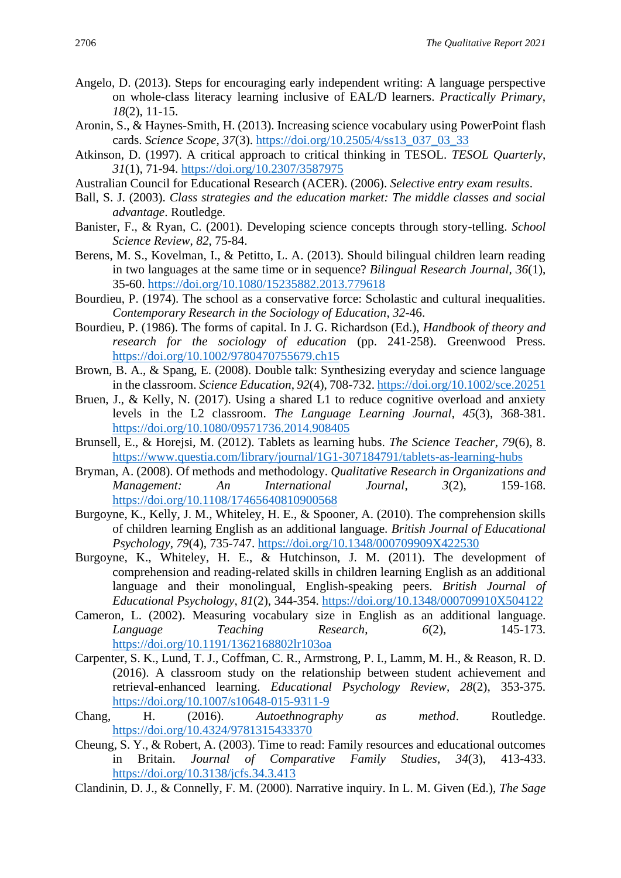Angelo, D. (2013). Steps for encouraging early independent writing: A language perspective on whole-class literacy learning inclusive of EAL/D learners. *Practically Primary*, *18*(2), 11-15.

Aronin, S., & Haynes-Smith, H. (2013). Increasing science vocabulary using PowerPoint flash cards. *Science Scope*, *37*(3). https://doi.org/10.2505/4/ss13_037_03_33

Atkinson, D. (1997). A critical approach to critical thinking in TESOL. *TESOL Quarterly*, *31*(1), 71-94. https://doi.org/10.2307/3587975

Australian Council for Educational Research (ACER). (2006). *Selective entry exam results*.

Ball, S. J. (2003). *Class strategies and the education market: The middle classes and social advantage*. Routledge.

Banister, F., & Ryan, C. (2001). Developing science concepts through story-telling. *School Science Review*, *82*, 75-84.

Berens, M. S., Kovelman, I., & Petitto, L. A. (2013). Should bilingual children learn reading in two languages at the same time or in sequence? *Bilingual Research Journal*, *36*(1), 35-60. https://doi.org/10.1080/15235882.2013.779618

Bourdieu, P. (1974). The school as a conservative force: Scholastic and cultural inequalities. *Contemporary Research in the Sociology of Education*, *32*-46.

Bourdieu, P. (1986). The forms of capital. In J. G. Richardson (Ed.), *Handbook of theory and research for the sociology of education* (pp. 241-258). Greenwood Press. https://doi.org/10.1002/9780470755679.ch15

Brown, B. A., & Spang, E. (2008). Double talk: Synthesizing everyday and science language in the classroom. *Science Education*, *92*(4), 708-732. https://doi.org/10.1002/sce.20251

Bruen, J., & Kelly, N. (2017). Using a shared L1 to reduce cognitive overload and anxiety levels in the L2 classroom. *The Language Learning Journal*, *45*(3), 368-381. https://doi.org/10.1080/09571736.2014.908405

Brunsell, E., & Horejsi, M. (2012). Tablets as learning hubs. *The Science Teacher*, *79*(6), 8. https://www.questia.com/library/journal/1G1-307184791/tablets-as-learning-hubs

Bryman, A. (2008). Of methods and methodology. *Qualitative Research in Organizations and Management: An International Journal*, *3*(2), 159-168. https://doi.org/10.1108/17465640810900568

Burgoyne, K., Kelly, J. M., Whiteley, H. E., & Spooner, A. (2010). The comprehension skills of children learning English as an additional language. *British Journal of Educational Psychology*, *79*(4), 735-747. https://doi.org/10.1348/000709909X422530

Burgoyne, K., Whiteley, H. E., & Hutchinson, J. M. (2011). The development of comprehension and reading-related skills in children learning English as an additional language and their monolingual, English-speaking peers. *British Journal of Educational Psychology*, *81*(2), 344-354. https://doi.org/10.1348/000709910X504122

Cameron, L. (2002). Measuring vocabulary size in English as an additional language. *Language Teaching Research*, *6*(2), 145-173. https://doi.org/10.1191/1362168802lr103oa

Carpenter, S. K., Lund, T. J., Coffman, C. R., Armstrong, P. I., Lamm, M. H., & Reason, R. D. (2016). A classroom study on the relationship between student achievement and retrieval-enhanced learning. *Educational Psychology Review*, *28*(2), 353-375. https://doi.org/10.1007/s10648-015-9311-9

Chang, H. (2016). *Autoethnography as method*. Routledge. https://doi.org/10.4324/9781315433370

Cheung, S. Y., & Robert, A. (2003). Time to read: Family resources and educational outcomes in Britain. *Journal of Comparative Family Studies*, *34*(3), 413-433. https://doi.org/10.3138/jcfs.34.3.413

Clandinin, D. J., & Connelly, F. M. (2000). Narrative inquiry. In L. M. Given (Ed.), *The Sage*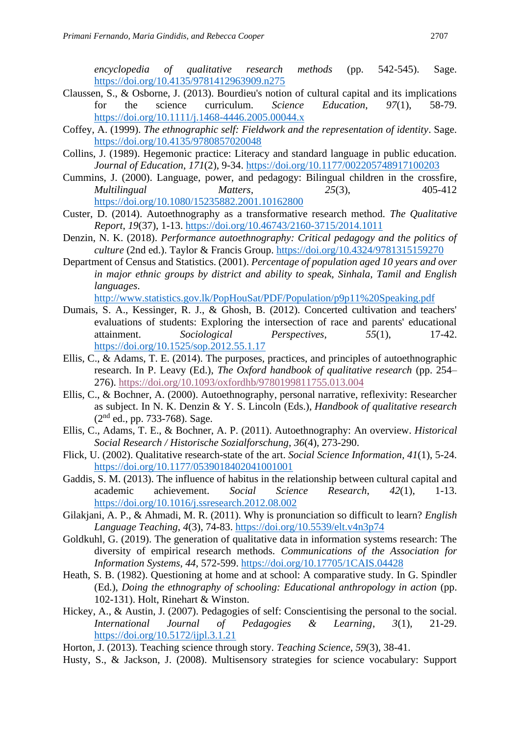encyclopedia of qualitative research methods* (pp. 542-545). Sage. https://doi.org/10.4135/9781412963909.n275

Claussen, S., & Osborne, J. (2013). Bourdieu's notion of cultural capital and its implications for the science curriculum. *Science Education*, *97*(1), 58-79. https://doi.org/10.1111/j.1468-4446.2005.00044.x

Coffey, A. (1999). *The ethnographic self: Fieldwork and the representation of identity*. Sage. https://doi.org/10.4135/9780857020048

Collins, J. (1989). Hegemonic practice: Literacy and standard language in public education. *Journal of Education*, *171*(2), 9-34. https://doi.org/10.1177/002205748917100203

Cummins, J. (2000). Language, power, and pedagogy: Bilingual children in the crossfire, *Multilingual Matters*, *25*(3), 405-412 https://doi.org/10.1080/15235882.2001.10162800

Custer, D. (2014). Autoethnography as a transformative research method. *The Qualitative Report*, *19*(37), 1-13. https://doi.org/10.46743/2160-3715/2014.1011

Denzin, N. K. (2018). *Performance autoethnography: Critical pedagogy and the politics of culture* (2nd ed.). Taylor & Francis Group. https://doi.org/10.4324/9781315159270

Department of Census and Statistics. (2001). *Percentage of population aged 10 years and over in major ethnic groups by district and ability to speak, Sinhala, Tamil and English languages*. http://www.statistics.gov.lk/PopHouSat/PDF/Population/p9p11%20Speaking.pdf

Dumais, S. A., Kessinger, R. J., & Ghosh, B. (2012). Concerted cultivation and teachers' evaluations of students: Exploring the intersection of race and parents' educational attainment. *Sociological Perspectives*, *55*(1), 17-42. https://doi.org/10.1525/sop.2012.55.1.17

Ellis, C., & Adams, T. E. (2014). The purposes, practices, and principles of autoethnographic research. In P. Leavy (Ed.), *The Oxford handbook of qualitative research* (pp. 254–276). https://doi.org/10.1093/oxfordhb/9780199811755.013.004

Ellis, C., & Bochner, A. (2000). Autoethnography, personal narrative, reflexivity: Researcher as subject. In N. K. Denzin & Y. S. Lincoln (Eds.), *Handbook of qualitative research* (2nd ed., pp. 733-768). Sage.

Ellis, C., Adams, T. E., & Bochner, A. P. (2011). Autoethnography: An overview. *Historical Social Research / Historische Sozialforschung*, *36*(4), 273-290.

Flick, U. (2002). Qualitative research-state of the art. *Social Science Information*, *41*(1), 5-24. https://doi.org/10.1177/0539018402041001001

Gaddis, S. M. (2013). The influence of habitus in the relationship between cultural capital and academic achievement. *Social Science Research*, *42*(1), 1-13. https://doi.org/10.1016/j.ssresearch.2012.08.002

Gilakjani, A. P., & Ahmadi, M. R. (2011). Why is pronunciation so difficult to learn? *English Language Teaching*, *4*(3), 74-83. https://doi.org/10.5539/elt.v4n3p74

Goldkuhl, G. (2019). The generation of qualitative data in information systems research: The diversity of empirical research methods. *Communications of the Association for Information Systems*, *44*, 572-599. https://doi.org/10.17705/1CAIS.04428

Heath, S. B. (1982). Questioning at home and at school: A comparative study. In G. Spindler (Ed.), *Doing the ethnography of schooling: Educational anthropology in action* (pp. 102-131). Holt, Rinehart & Winston.

Hickey, A., & Austin, J. (2007). Pedagogies of self: Conscientising the personal to the social. *International Journal of Pedagogies & Learning*, *3*(1), 21-29. https://doi.org/10.5172/ijpl.3.1.21

Horton, J. (2013). Teaching science through story. *Teaching Science*, *59*(3), 38-41.

Husty, S., & Jackson, J. (2008). Multisensory strategies for science vocabulary: Support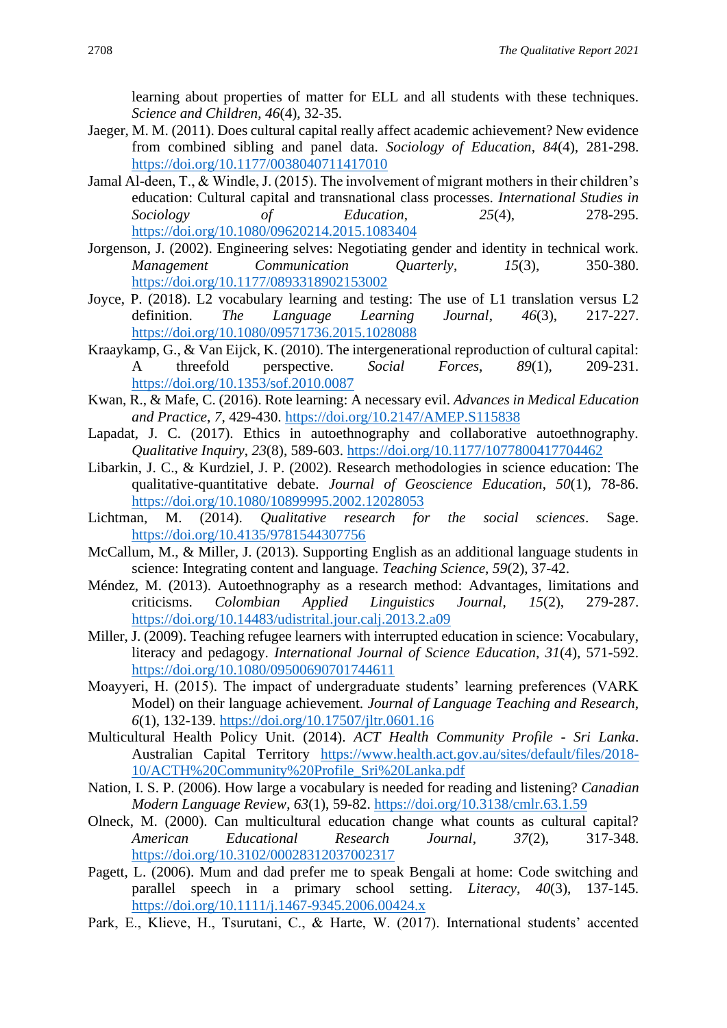learning about properties of matter for ELL and all students with these techniques. *Science and Children*, *46*(4), 32-35.

Jaeger, M. M. (2011). Does cultural capital really affect academic achievement? New evidence from combined sibling and panel data. *Sociology of Education*, *84*(4), 281-298. https://doi.org/10.1177/0038040711417010

Jamal Al-deen, T., & Windle, J. (2015). The involvement of migrant mothers in their children's education: Cultural capital and transnational class processes. *International Studies in Sociology of Education*, *25*(4), 278-295. https://doi.org/10.1080/09620214.2015.1083404

Jorgenson, J. (2002). Engineering selves: Negotiating gender and identity in technical work. *Management Communication Quarterly*, *15*(3), 350-380. https://doi.org/10.1177/0893318902153002

Joyce, P. (2018). L2 vocabulary learning and testing: The use of L1 translation versus L2 definition. *The Language Learning Journal*, *46*(3), 217-227. https://doi.org/10.1080/09571736.2015.1028088

Kraaykamp, G., & Van Eijck, K. (2010). The intergenerational reproduction of cultural capital: A threefold perspective. *Social Forces*, *89*(1), 209-231. https://doi.org/10.1353/sof.2010.0087

Kwan, R., & Mafe, C. (2016). Rote learning: A necessary evil. *Advances in Medical Education and Practice*, *7*, 429-430. https://doi.org/10.2147/AMEP.S115838

Lapadat, J. C. (2017). Ethics in autoethnography and collaborative autoethnography. *Qualitative Inquiry*, *23*(8), 589-603. https://doi.org/10.1177/1077800417704462

Libarkin, J. C., & Kurdziel, J. P. (2002). Research methodologies in science education: The qualitative-quantitative debate. *Journal of Geoscience Education*, *50*(1), 78-86. https://doi.org/10.1080/10899995.2002.12028053

Lichtman, M. (2014). *Qualitative research for the social sciences*. Sage. https://doi.org/10.4135/9781544307756

McCallum, M., & Miller, J. (2013). Supporting English as an additional language students in science: Integrating content and language. *Teaching Science*, *59*(2), 37-42.

Méndez, M. (2013). Autoethnography as a research method: Advantages, limitations and criticisms. *Colombian Applied Linguistics Journal*, *15*(2), 279-287. https://doi.org/10.14483/udistrital.jour.calj.2013.2.a09

Miller, J. (2009). Teaching refugee learners with interrupted education in science: Vocabulary, literacy and pedagogy. *International Journal of Science Education*, *31*(4), 571-592. https://doi.org/10.1080/09500690701744611

Moayyeri, H. (2015). The impact of undergraduate students' learning preferences (VARK Model) on their language achievement. *Journal of Language Teaching and Research*, *6*(1), 132-139. https://doi.org/10.17507/jltr.0601.16

Multicultural Health Policy Unit. (2014). *ACT Health Community Profile - Sri Lanka*. Australian Capital Territory https://www.health.act.gov.au/sites/default/files/2018-10/ACTH%20Community%20Profile_Sri%20Lanka.pdf

Nation, I. S. P. (2006). How large a vocabulary is needed for reading and listening? *Canadian Modern Language Review*, *63*(1), 59-82. https://doi.org/10.3138/cmlr.63.1.59

Olneck, M. (2000). Can multicultural education change what counts as cultural capital? *American Educational Research Journal*, *37*(2), 317-348. https://doi.org/10.3102/00028312037002317

Pagett, L. (2006). Mum and dad prefer me to speak Bengali at home: Code switching and parallel speech in a primary school setting. *Literacy*, *40*(3), 137-145. https://doi.org/10.1111/j.1467-9345.2006.00424.x

Park, E., Klieve, H., Tsurutani, C., & Harte, W. (2017). International students' accented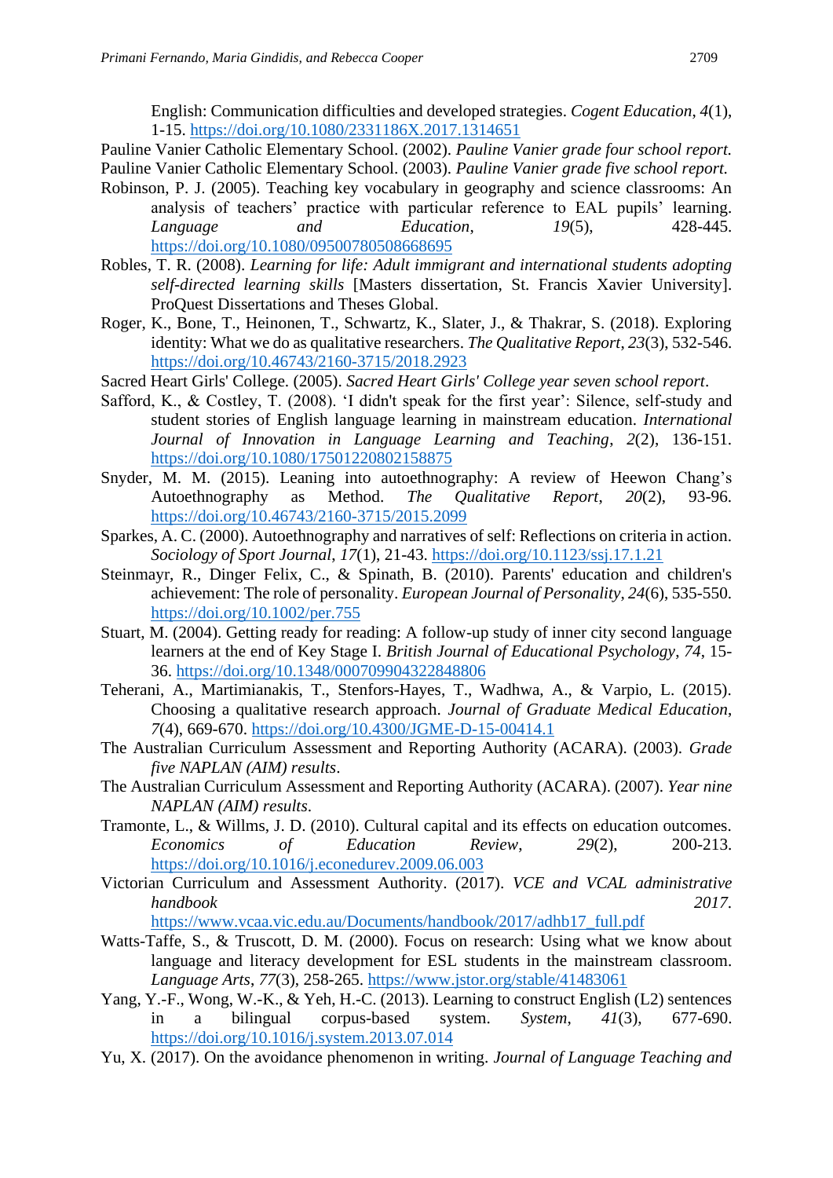English: Communication difficulties and developed strategies. *Cogent Education*, *4*(1), 1-15. https://doi.org/10.1080/2331186X.2017.1314651

Pauline Vanier Catholic Elementary School. (2002). *Pauline Vanier grade four school report.*

Pauline Vanier Catholic Elementary School. (2003). *Pauline Vanier grade five school report.*

Robinson, P. J. (2005). Teaching key vocabulary in geography and science classrooms: An analysis of teachers' practice with particular reference to EAL pupils' learning. *Language and Education*, *19*(5), 428-445. https://doi.org/10.1080/09500780508668695

Robles, T. R. (2008). *Learning for life: Adult immigrant and international students adopting self-directed learning skills* [Masters dissertation, St. Francis Xavier University]. ProQuest Dissertations and Theses Global.

Roger, K., Bone, T., Heinonen, T., Schwartz, K., Slater, J., & Thakrar, S. (2018). Exploring identity: What we do as qualitative researchers. *The Qualitative Report*, *23*(3), 532-546. https://doi.org/10.46743/2160-3715/2018.2923

Sacred Heart Girls' College. (2005). *Sacred Heart Girls' College year seven school report*.

Safford, K., & Costley, T. (2008). 'I didn't speak for the first year': Silence, self-study and student stories of English language learning in mainstream education. *International Journal of Innovation in Language Learning and Teaching*, *2*(2), 136-151. https://doi.org/10.1080/17501220802158875

Snyder, M. M. (2015). Leaning into autoethnography: A review of Heewon Chang's Autoethnography as Method. *The Qualitative Report*, *20*(2), 93-96. https://doi.org/10.46743/2160-3715/2015.2099

Sparkes, A. C. (2000). Autoethnography and narratives of self: Reflections on criteria in action. *Sociology of Sport Journal*, *17*(1), 21-43. https://doi.org/10.1123/ssj.17.1.21

Steinmayr, R., Dinger Felix, C., & Spinath, B. (2010). Parents' education and children's achievement: The role of personality. *European Journal of Personality*, *24*(6), 535-550. https://doi.org/10.1002/per.755

Stuart, M. (2004). Getting ready for reading: A follow-up study of inner city second language learners at the end of Key Stage I. *British Journal of Educational Psychology*, *74*, 15-36. https://doi.org/10.1348/000709904322848806

Teherani, A., Martimianakis, T., Stenfors-Hayes, T., Wadhwa, A., & Varpio, L. (2015). Choosing a qualitative research approach. *Journal of Graduate Medical Education*, *7*(4), 669-670. https://doi.org/10.4300/JGME-D-15-00414.1

The Australian Curriculum Assessment and Reporting Authority (ACARA). (2003). *Grade five NAPLAN (AIM) results*.

The Australian Curriculum Assessment and Reporting Authority (ACARA). (2007). *Year nine NAPLAN (AIM) results*.

Tramonte, L., & Willms, J. D. (2010). Cultural capital and its effects on education outcomes. *Economics of Education Review*, *29*(2), 200-213. https://doi.org/10.1016/j.econedurev.2009.06.003

Victorian Curriculum and Assessment Authority. (2017). *VCE and VCAL administrative handbook 2017*. https://www.vcaa.vic.edu.au/Documents/handbook/2017/adhb17_full.pdf

Watts-Taffe, S., & Truscott, D. M. (2000). Focus on research: Using what we know about language and literacy development for ESL students in the mainstream classroom. *Language Arts*, *77*(3), 258-265. https://www.jstor.org/stable/41483061

Yang, Y.-F., Wong, W.-K., & Yeh, H.-C. (2013). Learning to construct English (L2) sentences in a bilingual corpus-based system. *System*, *41*(3), 677-690. https://doi.org/10.1016/j.system.2013.07.014

Yu, X. (2017). On the avoidance phenomenon in writing. *Journal of Language Teaching and*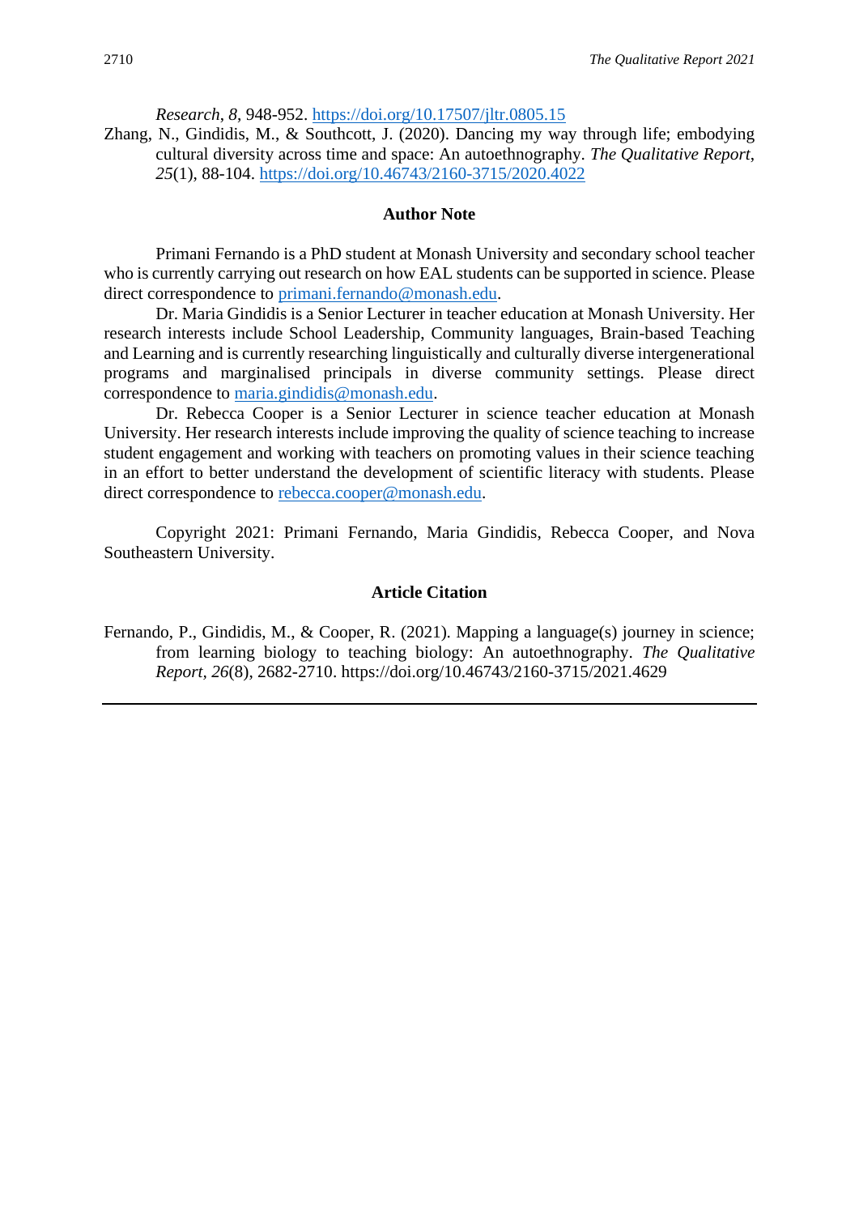*Research*, *8*, 948-952. https://doi.org/10.17507/jltr.0805.15

Zhang, N., Gindidis, M., & Southcott, J. (2020). Dancing my way through life; embodying cultural diversity across time and space: An autoethnography. *The Qualitative Report*, *25*(1), 88-104. https://doi.org/10.46743/2160-3715/2020.4022

## Author Note

Primani Fernando is a PhD student at Monash University and secondary school teacher who is currently carrying out research on how EAL students can be supported in science. Please direct correspondence to primani.fernando@monash.edu.

Dr. Maria Gindidis is a Senior Lecturer in teacher education at Monash University. Her research interests include School Leadership, Community languages, Brain-based Teaching and Learning and is currently researching linguistically and culturally diverse intergenerational programs and marginalised principals in diverse community settings. Please direct correspondence to maria.gindidis@monash.edu.

Dr. Rebecca Cooper is a Senior Lecturer in science teacher education at Monash University. Her research interests include improving the quality of science teaching to increase student engagement and working with teachers on promoting values in their science teaching in an effort to better understand the development of scientific literacy with students. Please direct correspondence to rebecca.cooper@monash.edu.

Copyright 2021: Primani Fernando, Maria Gindidis, Rebecca Cooper, and Nova Southeastern University.

## Article Citation

Fernando, P., Gindidis, M., & Cooper, R. (2021). Mapping a language(s) journey in science; from learning biology to teaching biology: An autoethnography. *The Qualitative Report*, *26*(8), 2682-2710. https://doi.org/10.46743/2160-3715/2021.4629